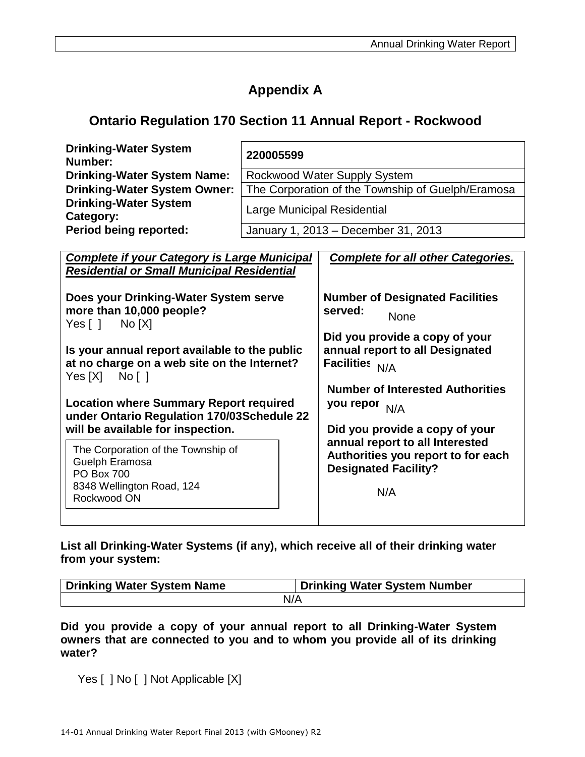# Appendix A

## Ontario Regulation 170 Section 11 Annual Report - Rockwood

| | |
|---|---|
| **Drinking-Water System Number:** | **220005599** |
| **Drinking-Water System Name:** | Rockwood Water Supply System |
| **Drinking-Water System Owner:** | The Corporation of the Township of Guelph/Eramosa |
| **Drinking-Water System Category:** | Large Municipal Residential |
| **Period being reported:** | January 1, 2013 – December 31, 2013 |

| ***Complete if your Category is Large Municipal Residential or Small Municipal Residential*** | ***Complete for all other Categories.*** |
|---|---|
| **Does your Drinking-Water System serve more than 10,000 people?** Yes [ ] No [X] | **Number of Designated Facilities served:** None |
| **Is your annual report available to the public at no charge on a web site on the Internet?** Yes [X] No [ ] | **Did you provide a copy of your annual report to all Designated Facilities** N/A |
| **Location where Summary Report required under Ontario Regulation 170/03Schedule 22 will be available for inspection.** The Corporation of the Township of Guelph Eramosa, PO Box 700, 8348 Wellington Road, 124, Rockwood ON | **Number of Interested Authorities you repor** N/A |
| | **Did you provide a copy of your annual report to all Interested Authorities you report to for each Designated Facility?** N/A |

**List all Drinking-Water Systems (if any), which receive all of their drinking water from your system:**

| Drinking Water System Name | Drinking Water System Number |
|---|---|
| N/A | |

**Did you provide a copy of your annual report to all Drinking-Water System owners that are connected to you and to whom you provide all of its drinking water?**

Yes [ ] No [ ] Not Applicable [X]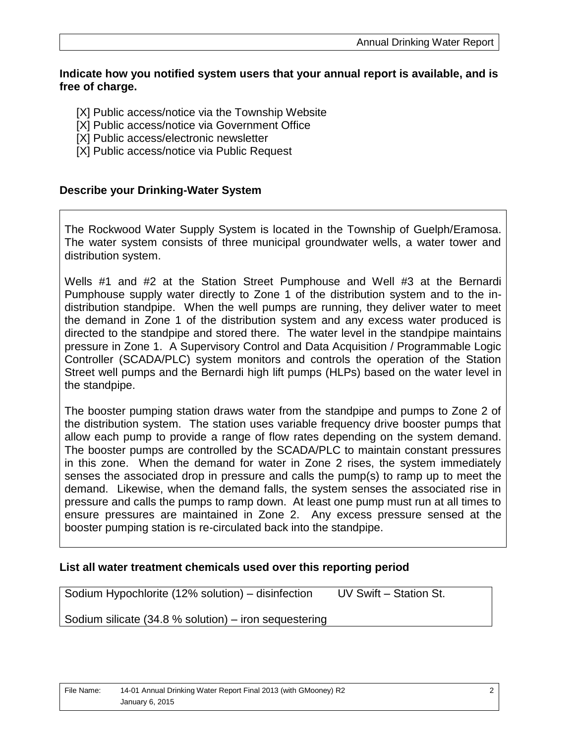**Indicate how you notified system users that your annual report is available, and is free of charge.**

[X] Public access/notice via the Township Website
[X] Public access/notice via Government Office
[X] Public access/electronic newsletter
[X] Public access/notice via Public Request

**Describe your Drinking-Water System**

The Rockwood Water Supply System is located in the Township of Guelph/Eramosa. The water system consists of three municipal groundwater wells, a water tower and distribution system.

Wells #1 and #2 at the Station Street Pumphouse and Well #3 at the Bernardi Pumphouse supply water directly to Zone 1 of the distribution system and to the in-distribution standpipe. When the well pumps are running, they deliver water to meet the demand in Zone 1 of the distribution system and any excess water produced is directed to the standpipe and stored there. The water level in the standpipe maintains pressure in Zone 1. A Supervisory Control and Data Acquisition / Programmable Logic Controller (SCADA/PLC) system monitors and controls the operation of the Station Street well pumps and the Bernardi high lift pumps (HLPs) based on the water level in the standpipe.

The booster pumping station draws water from the standpipe and pumps to Zone 2 of the distribution system. The station uses variable frequency drive booster pumps that allow each pump to provide a range of flow rates depending on the system demand. The booster pumps are controlled by the SCADA/PLC to maintain constant pressures in this zone. When the demand for water in Zone 2 rises, the system immediately senses the associated drop in pressure and calls the pump(s) to ramp up to meet the demand. Likewise, when the demand falls, the system senses the associated rise in pressure and calls the pumps to ramp down. At least one pump must run at all times to ensure pressures are maintained in Zone 2. Any excess pressure sensed at the booster pumping station is re-circulated back into the standpipe.

**List all water treatment chemicals used over this reporting period**

Sodium Hypochlorite (12% solution) – disinfection UV Swift – Station St.

Sodium silicate (34.8 % solution) – iron sequestering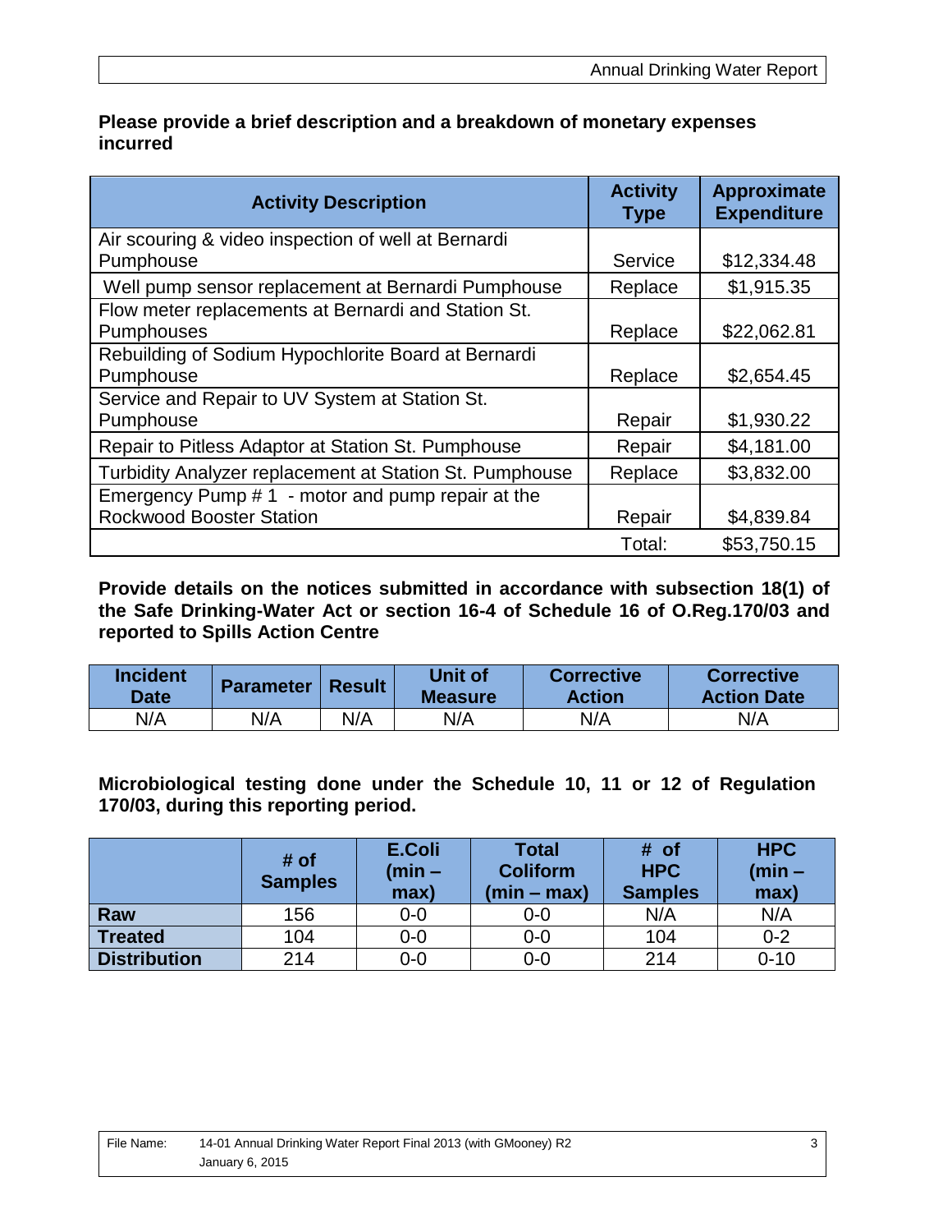**Please provide a brief description and a breakdown of monetary expenses incurred**

| Activity Description | Activity Type | Approximate Expenditure |
|---|---|---|
| Air scouring & video inspection of well at Bernardi Pumphouse | Service | $12,334.48 |
| Well pump sensor replacement at Bernardi Pumphouse | Replace | $1,915.35 |
| Flow meter replacements at Bernardi and Station St. Pumphouses | Replace | $22,062.81 |
| Rebuilding of Sodium Hypochlorite Board at Bernardi Pumphouse | Replace | $2,654.45 |
| Service and Repair to UV System at Station St. Pumphouse | Repair | $1,930.22 |
| Repair to Pitless Adaptor at Station St. Pumphouse | Repair | $4,181.00 |
| Turbidity Analyzer replacement at Station St. Pumphouse | Replace | $3,832.00 |
| Emergency Pump # 1 - motor and pump repair at the Rockwood Booster Station | Repair | $4,839.84 |
| | Total: | $53,750.15 |

**Provide details on the notices submitted in accordance with subsection 18(1) of the Safe Drinking-Water Act or section 16-4 of Schedule 16 of O.Reg.170/03 and reported to Spills Action Centre**

| Incident Date | Parameter | Result | Unit of Measure | Corrective Action | Corrective Action Date |
|---|---|---|---|---|---|
| N/A | N/A | N/A | N/A | N/A | N/A |

**Microbiological testing done under the Schedule 10, 11 or 12 of Regulation 170/03, during this reporting period.**

| | # of Samples | E.Coli (min – max) | Total Coliform (min – max) | # of HPC Samples | HPC (min – max) |
|---|---|---|---|---|---|
| **Raw** | 156 | 0-0 | 0-0 | N/A | N/A |
| **Treated** | 104 | 0-0 | 0-0 | 104 | 0-2 |
| **Distribution** | 214 | 0-0 | 0-0 | 214 | 0-10 |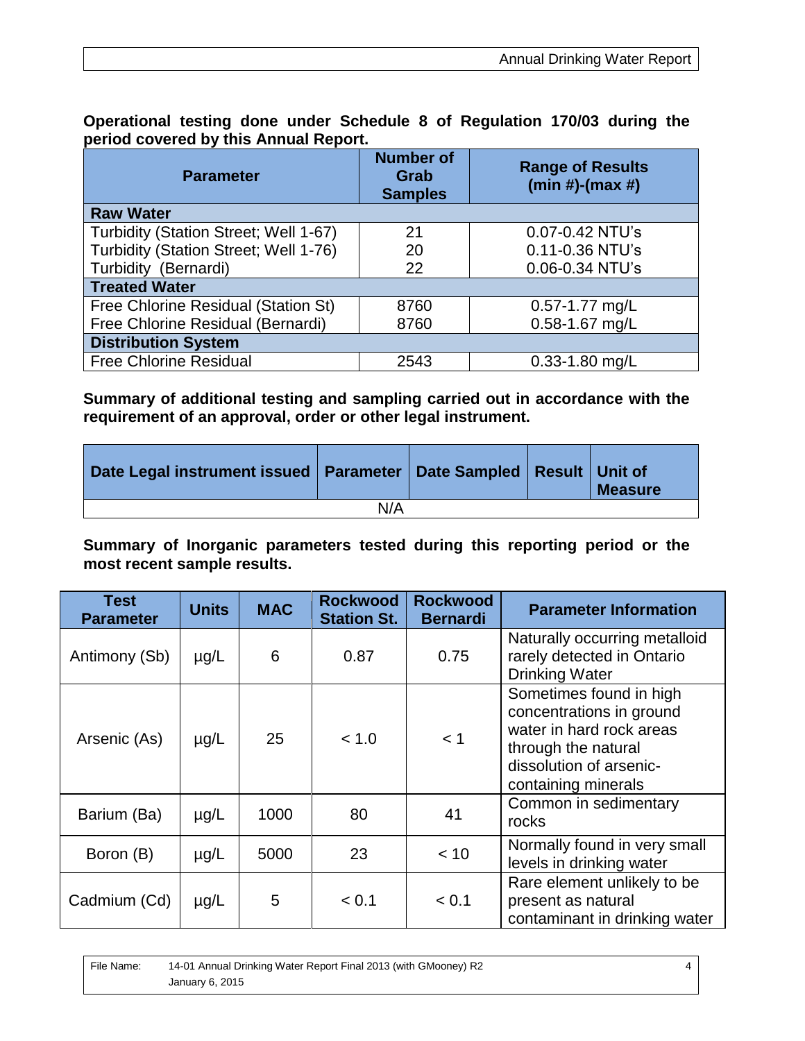**Operational testing done under Schedule 8 of Regulation 170/03 during the period covered by this Annual Report.**

| Parameter | Number of Grab Samples | Range of Results (min #)-(max #) |
|---|---|---|
| **Raw Water** | | |
| Turbidity (Station Street; Well 1-67) | 21 | 0.07-0.42 NTU's |
| Turbidity (Station Street; Well 1-76) | 20 | 0.11-0.36 NTU's |
| Turbidity (Bernardi) | 22 | 0.06-0.34 NTU's |
| **Treated Water** | | |
| Free Chlorine Residual (Station St) | 8760 | 0.57-1.77 mg/L |
| Free Chlorine Residual (Bernardi) | 8760 | 0.58-1.67 mg/L |
| **Distribution System** | | |
| Free Chlorine Residual | 2543 | 0.33-1.80 mg/L |

**Summary of additional testing and sampling carried out in accordance with the requirement of an approval, order or other legal instrument.**

| Date Legal instrument issued | Parameter | Date Sampled | Result | Unit of Measure |
|---|---|---|---|---|
| N/A | | | | |

**Summary of Inorganic parameters tested during this reporting period or the most recent sample results.**

| Test Parameter | Units | MAC | Rockwood Station St. | Rockwood Bernardi | Parameter Information |
|---|---|---|---|---|---|
| Antimony (Sb) | µg/L | 6 | 0.87 | 0.75 | Naturally occurring metalloid rarely detected in Ontario Drinking Water |
| Arsenic (As) | µg/L | 25 | < 1.0 | < 1 | Sometimes found in high concentrations in ground water in hard rock areas through the natural dissolution of arsenic-containing minerals |
| Barium (Ba) | µg/L | 1000 | 80 | 41 | Common in sedimentary rocks |
| Boron (B) | µg/L | 5000 | 23 | < 10 | Normally found in very small levels in drinking water |
| Cadmium (Cd) | µg/L | 5 | < 0.1 | < 0.1 | Rare element unlikely to be present as natural contaminant in drinking water |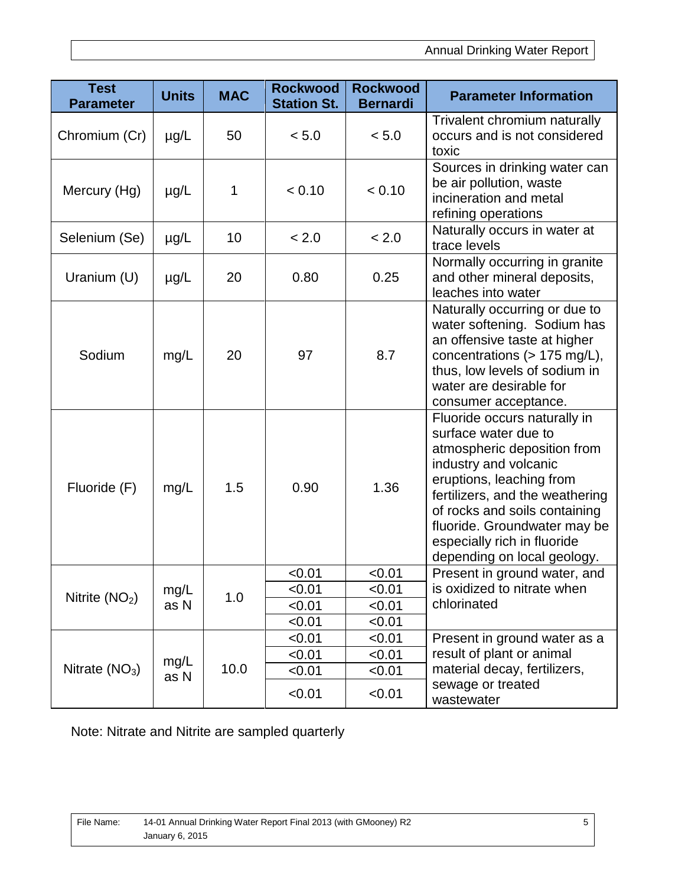| Test Parameter | Units | MAC | Rockwood Station St. | Rockwood Bernardi | Parameter Information |
|---|---|---|---|---|---|
| Chromium (Cr) | µg/L | 50 | < 5.0 | < 5.0 | Trivalent chromium naturally occurs and is not considered toxic |
| Mercury (Hg) | µg/L | 1 | < 0.10 | < 0.10 | Sources in drinking water can be air pollution, waste incineration and metal refining operations |
| Selenium (Se) | µg/L | 10 | < 2.0 | < 2.0 | Naturally occurs in water at trace levels |
| Uranium (U) | µg/L | 20 | 0.80 | 0.25 | Normally occurring in granite and other mineral deposits, leaches into water |
| Sodium | mg/L | 20 | 97 | 8.7 | Naturally occurring or due to water softening. Sodium has an offensive taste at higher concentrations (> 175 mg/L), thus, low levels of sodium in water are desirable for consumer acceptance. |
| Fluoride (F) | mg/L | 1.5 | 0.90 | 1.36 | Fluoride occurs naturally in surface water due to atmospheric deposition from industry and volcanic eruptions, leaching from fertilizers, and the weathering of rocks and soils containing fluoride. Groundwater may be especially rich in fluoride depending on local geology. |
| Nitrite ($NO_2$) | mg/L as N | 1.0 | <0.01 | <0.01 | Present in ground water, and is oxidized to nitrate when chlorinated |
| | | | <0.01 | <0.01 | |
| | | | <0.01 | <0.01 | |
| | | | <0.01 | <0.01 | |
| Nitrate ($NO_3$) | mg/L as N | 10.0 | <0.01 | <0.01 | Present in ground water as a result of plant or animal material decay, fertilizers, sewage or treated wastewater |
| | | | <0.01 | <0.01 | |
| | | | <0.01 | <0.01 | |
| | | | <0.01 | <0.01 | |

Note: Nitrate and Nitrite are sampled quarterly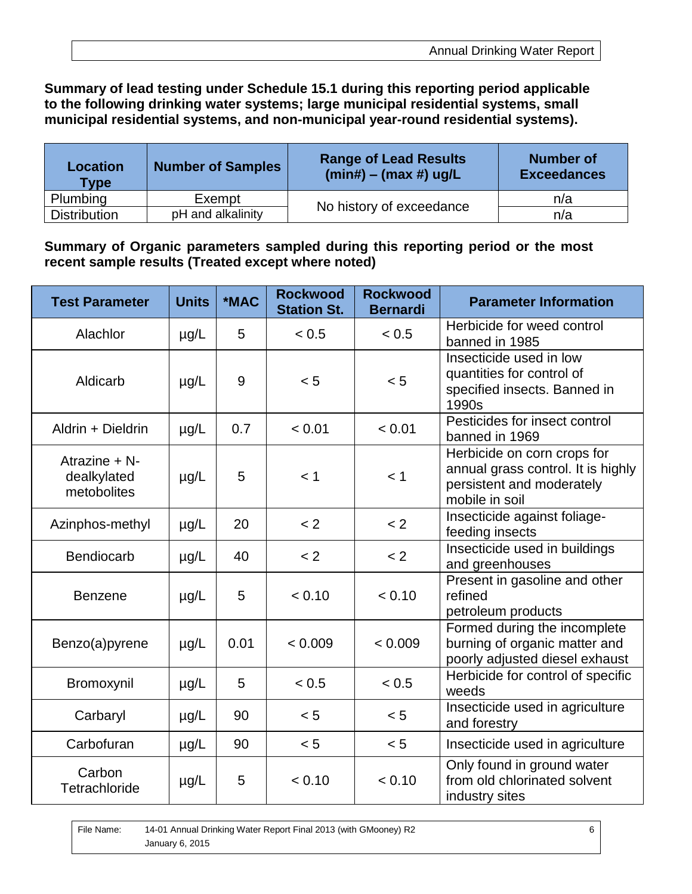**Summary of lead testing under Schedule 15.1 during this reporting period applicable to the following drinking water systems; large municipal residential systems, small municipal residential systems, and non-municipal year-round residential systems).**

| Location Type | Number of Samples | Range of Lead Results (min#) – (max #) ug/L | Number of Exceedances |
|---|---|---|---|
| Plumbing | Exempt | No history of exceedance | n/a |
| Distribution | pH and alkalinity | | n/a |

**Summary of Organic parameters sampled during this reporting period or the most recent sample results (Treated except where noted)**

| Test Parameter | Units | *MAC | Rockwood Station St. | Rockwood Bernardi | Parameter Information |
|---|---|---|---|---|---|
| Alachlor | µg/L | 5 | < 0.5 | < 0.5 | Herbicide for weed control banned in 1985 |
| Aldicarb | µg/L | 9 | < 5 | < 5 | Insecticide used in low quantities for control of specified insects. Banned in 1990s |
| Aldrin + Dieldrin | µg/L | 0.7 | < 0.01 | < 0.01 | Pesticides for insect control banned in 1969 |
| Atrazine + N-dealkylated metobolites | µg/L | 5 | < 1 | < 1 | Herbicide on corn crops for annual grass control. It is highly persistent and moderately mobile in soil |
| Azinphos-methyl | µg/L | 20 | < 2 | < 2 | Insecticide against foliage-feeding insects |
| Bendiocarb | µg/L | 40 | < 2 | < 2 | Insecticide used in buildings and greenhouses |
| Benzene | µg/L | 5 | < 0.10 | < 0.10 | Present in gasoline and other refined petroleum products |
| Benzo(a)pyrene | µg/L | 0.01 | < 0.009 | < 0.009 | Formed during the incomplete burning of organic matter and poorly adjusted diesel exhaust |
| Bromoxynil | µg/L | 5 | < 0.5 | < 0.5 | Herbicide for control of specific weeds |
| Carbaryl | µg/L | 90 | < 5 | < 5 | Insecticide used in agriculture and forestry |
| Carbofuran | µg/L | 90 | < 5 | < 5 | Insecticide used in agriculture |
| Carbon Tetrachloride | µg/L | 5 | < 0.10 | < 0.10 | Only found in ground water from old chlorinated solvent industry sites |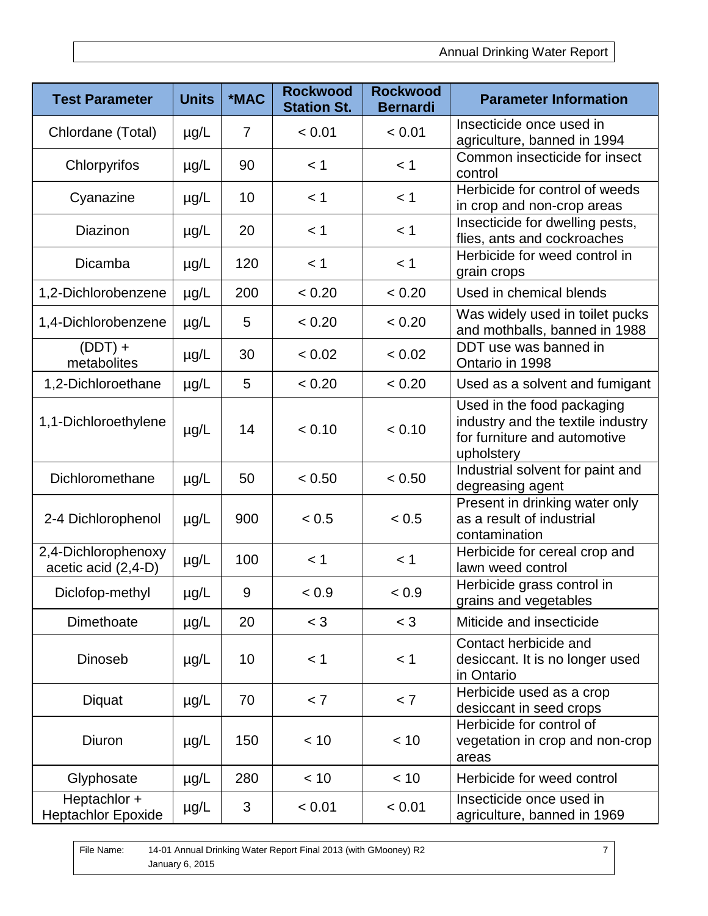| Test Parameter | Units | *MAC | Rockwood Station St. | Rockwood Bernardi | Parameter Information |
|---|---|---|---|---|---|
| Chlordane (Total) | µg/L | 7 | < 0.01 | < 0.01 | Insecticide once used in agriculture, banned in 1994 |
| Chlorpyrifos | µg/L | 90 | < 1 | < 1 | Common insecticide for insect control |
| Cyanazine | µg/L | 10 | < 1 | < 1 | Herbicide for control of weeds in crop and non-crop areas |
| Diazinon | µg/L | 20 | < 1 | < 1 | Insecticide for dwelling pests, flies, ants and cockroaches |
| Dicamba | µg/L | 120 | < 1 | < 1 | Herbicide for weed control in grain crops |
| 1,2-Dichlorobenzene | µg/L | 200 | < 0.20 | < 0.20 | Used in chemical blends |
| 1,4-Dichlorobenzene | µg/L | 5 | < 0.20 | < 0.20 | Was widely used in toilet pucks and mothballs, banned in 1988 |
| (DDT) + metabolites | µg/L | 30 | < 0.02 | < 0.02 | DDT use was banned in Ontario in 1998 |
| 1,2-Dichloroethane | µg/L | 5 | < 0.20 | < 0.20 | Used as a solvent and fumigant |
| 1,1-Dichloroethylene | µg/L | 14 | < 0.10 | < 0.10 | Used in the food packaging industry and the textile industry for furniture and automotive upholstery |
| Dichloromethane | µg/L | 50 | < 0.50 | < 0.50 | Industrial solvent for paint and degreasing agent |
| 2-4 Dichlorophenol | µg/L | 900 | < 0.5 | < 0.5 | Present in drinking water only as a result of industrial contamination |
| 2,4-Dichlorophenoxy acetic acid (2,4-D) | µg/L | 100 | < 1 | < 1 | Herbicide for cereal crop and lawn weed control |
| Diclofop-methyl | µg/L | 9 | < 0.9 | < 0.9 | Herbicide grass control in grains and vegetables |
| Dimethoate | µg/L | 20 | < 3 | < 3 | Miticide and insecticide |
| Dinoseb | µg/L | 10 | < 1 | < 1 | Contact herbicide and desiccant. It is no longer used in Ontario |
| Diquat | µg/L | 70 | < 7 | < 7 | Herbicide used as a crop desiccant in seed crops |
| Diuron | µg/L | 150 | < 10 | < 10 | Herbicide for control of vegetation in crop and non-crop areas |
| Glyphosate | µg/L | 280 | < 10 | < 10 | Herbicide for weed control |
| Heptachlor + Heptachlor Epoxide | µg/L | 3 | < 0.01 | < 0.01 | Insecticide once used in agriculture, banned in 1969 |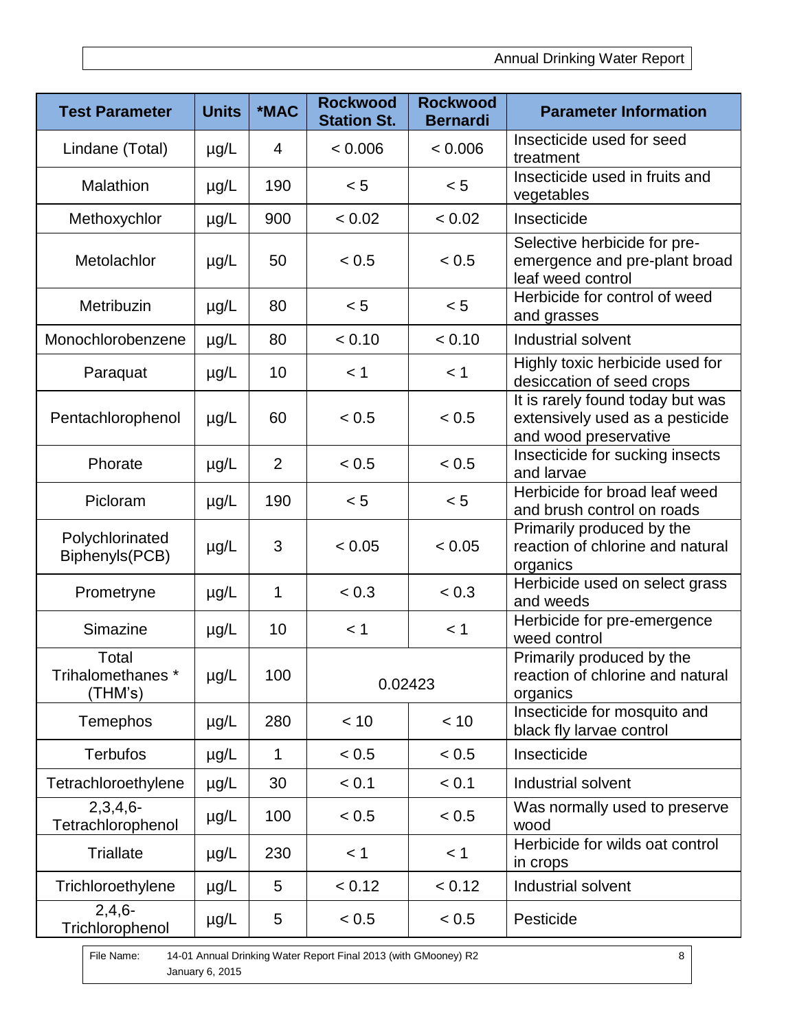| Test Parameter | Units | *MAC | Rockwood Station St. | Rockwood Bernardi | Parameter Information |
|---|---|---|---|---|---|
| Lindane (Total) | µg/L | 4 | < 0.006 | < 0.006 | Insecticide used for seed treatment |
| Malathion | µg/L | 190 | < 5 | < 5 | Insecticide used in fruits and vegetables |
| Methoxychlor | µg/L | 900 | < 0.02 | < 0.02 | Insecticide |
| Metolachlor | µg/L | 50 | < 0.5 | < 0.5 | Selective herbicide for pre-emergence and pre-plant broad leaf weed control |
| Metribuzin | µg/L | 80 | < 5 | < 5 | Herbicide for control of weed and grasses |
| Monochlorobenzene | µg/L | 80 | < 0.10 | < 0.10 | Industrial solvent |
| Paraquat | µg/L | 10 | < 1 | < 1 | Highly toxic herbicide used for desiccation of seed crops |
| Pentachlorophenol | µg/L | 60 | < 0.5 | < 0.5 | It is rarely found today but was extensively used as a pesticide and wood preservative |
| Phorate | µg/L | 2 | < 0.5 | < 0.5 | Insecticide for sucking insects and larvae |
| Picloram | µg/L | 190 | < 5 | < 5 | Herbicide for broad leaf weed and brush control on roads |
| Polychlorinated Biphenyls(PCB) | µg/L | 3 | < 0.05 | < 0.05 | Primarily produced by the reaction of chlorine and natural organics |
| Prometryne | µg/L | 1 | < 0.3 | < 0.3 | Herbicide used on select grass and weeds |
| Simazine | µg/L | 10 | < 1 | < 1 | Herbicide for pre-emergence weed control |
| Total Trihalomethanes * (THM's) | µg/L | 100 | 0.02423 | | Primarily produced by the reaction of chlorine and natural organics |
| Temephos | µg/L | 280 | < 10 | < 10 | Insecticide for mosquito and black fly larvae control |
| Terbufos | µg/L | 1 | < 0.5 | < 0.5 | Insecticide |
| Tetrachloroethylene | µg/L | 30 | < 0.1 | < 0.1 | Industrial solvent |
| 2,3,4,6-Tetrachlorophenol | µg/L | 100 | < 0.5 | < 0.5 | Was normally used to preserve wood |
| Triallate | µg/L | 230 | < 1 | < 1 | Herbicide for wilds oat control in crops |
| Trichloroethylene | µg/L | 5 | < 0.12 | < 0.12 | Industrial solvent |
| 2,4,6-Trichlorophenol | µg/L | 5 | < 0.5 | < 0.5 | Pesticide |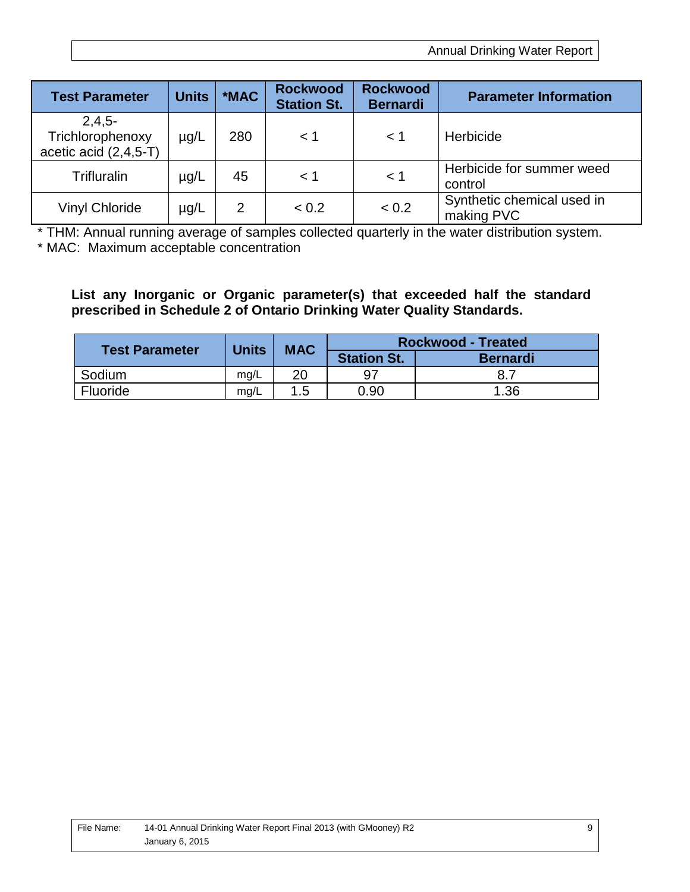| Test Parameter | Units | *MAC | Rockwood Station St. | Rockwood Bernardi | Parameter Information |
|---|---|---|---|---|---|
| 2,4,5-Trichlorophenoxy acetic acid (2,4,5-T) | µg/L | 280 | < 1 | < 1 | Herbicide |
| Trifluralin | µg/L | 45 | < 1 | < 1 | Herbicide for summer weed control |
| Vinyl Chloride | µg/L | 2 | < 0.2 | < 0.2 | Synthetic chemical used in making PVC |

* THM: Annual running average of samples collected quarterly in the water distribution system.
* MAC: Maximum acceptable concentration

**List any Inorganic or Organic parameter(s) that exceeded half the standard prescribed in Schedule 2 of Ontario Drinking Water Quality Standards.**

| Test Parameter | Units | MAC | Rockwood - Treated | |
|---|---|---|---|---|
| | | | Station St. | Bernardi |
| Sodium | mg/L | 20 | 97 | 8.7 |
| Fluoride | mg/L | 1.5 | 0.90 | 1.36 |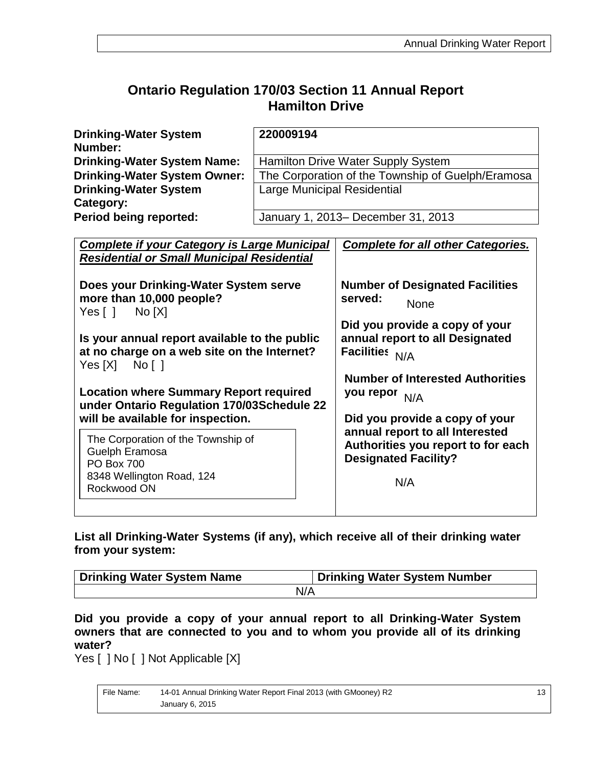# Ontario Regulation 170/03 Section 11 Annual Report
## Hamilton Drive

| | |
|---|---|
| **Drinking-Water System Number:** | **220009194** |
| **Drinking-Water System Name:** | Hamilton Drive Water Supply System |
| **Drinking-Water System Owner:** | The Corporation of the Township of Guelph/Eramosa |
| **Drinking-Water System Category:** | Large Municipal Residential |
| **Period being reported:** | January 1, 2013– December 31, 2013 |

| ***Complete if your Category is Large Municipal Residential or Small Municipal Residential*** | ***Complete for all other Categories.*** |
|---|---|
| **Does your Drinking-Water System serve more than 10,000 people?** Yes [ ] No [X] | **Number of Designated Facilities served:** None |
| **Is your annual report available to the public at no charge on a web site on the Internet?** Yes [X] No [ ] | **Did you provide a copy of your annual report to all Designated Facilities** N/A |
| **Location where Summary Report required under Ontario Regulation 170/03Schedule 22 will be available for inspection.** The Corporation of the Township of Guelph Eramosa, PO Box 700, 8348 Wellington Road, 124, Rockwood ON | **Number of Interested Authorities you repor** N/A |
| | **Did you provide a copy of your annual report to all Interested Authorities you report to for each Designated Facility?** N/A |

**List all Drinking-Water Systems (if any), which receive all of their drinking water from your system:**

| Drinking Water System Name | Drinking Water System Number |
|---|---|
| N/A | |

**Did you provide a copy of your annual report to all Drinking-Water System owners that are connected to you and to whom you provide all of its drinking water?**
Yes [ ] No [ ] Not Applicable [X]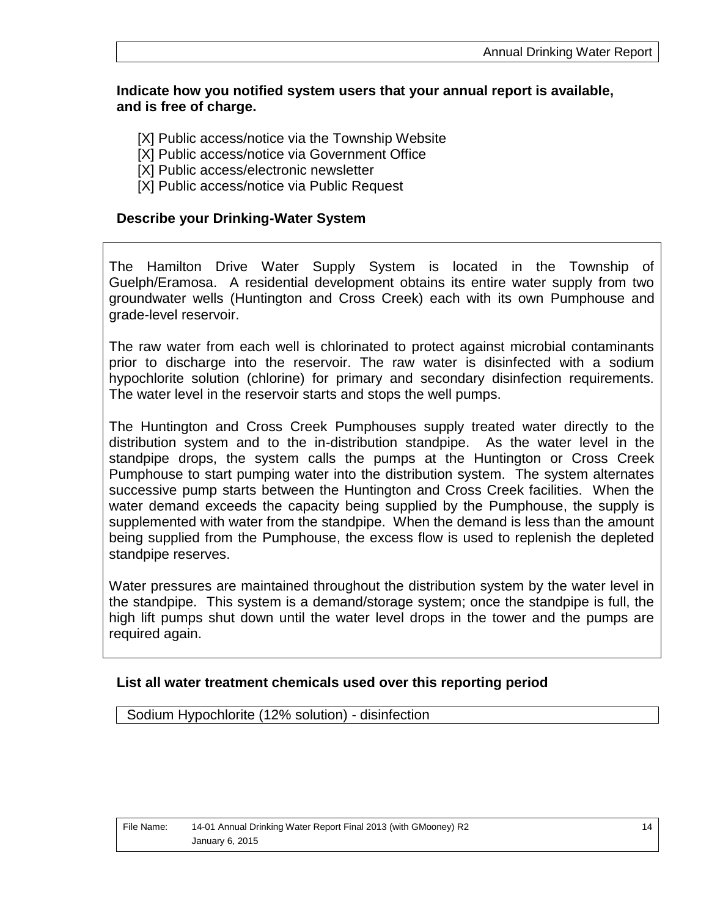**Indicate how you notified system users that your annual report is available, and is free of charge.**

[X] Public access/notice via the Township Website
[X] Public access/notice via Government Office
[X] Public access/electronic newsletter
[X] Public access/notice via Public Request

**Describe your Drinking-Water System**

The Hamilton Drive Water Supply System is located in the Township of Guelph/Eramosa. A residential development obtains its entire water supply from two groundwater wells (Huntington and Cross Creek) each with its own Pumphouse and grade-level reservoir.

The raw water from each well is chlorinated to protect against microbial contaminants prior to discharge into the reservoir. The raw water is disinfected with a sodium hypochlorite solution (chlorine) for primary and secondary disinfection requirements. The water level in the reservoir starts and stops the well pumps.

The Huntington and Cross Creek Pumphouses supply treated water directly to the distribution system and to the in-distribution standpipe. As the water level in the standpipe drops, the system calls the pumps at the Huntington or Cross Creek Pumphouse to start pumping water into the distribution system. The system alternates successive pump starts between the Huntington and Cross Creek facilities. When the water demand exceeds the capacity being supplied by the Pumphouse, the supply is supplemented with water from the standpipe. When the demand is less than the amount being supplied from the Pumphouse, the excess flow is used to replenish the depleted standpipe reserves.

Water pressures are maintained throughout the distribution system by the water level in the standpipe. This system is a demand/storage system; once the standpipe is full, the high lift pumps shut down until the water level drops in the tower and the pumps are required again.

**List all water treatment chemicals used over this reporting period**

Sodium Hypochlorite (12% solution) - disinfection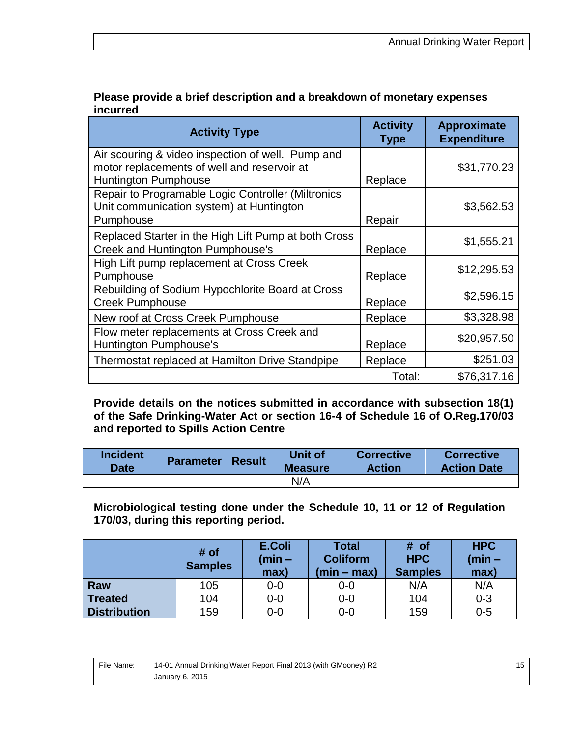**Please provide a brief description and a breakdown of monetary expenses incurred**

| Activity Type | Activity Type | Approximate Expenditure |
|---|---|---|
| Air scouring & video inspection of well. Pump and motor replacements of well and reservoir at Huntington Pumphouse | Replace | $31,770.23 |
| Repair to Programable Logic Controller (Miltronics Unit communication system) at Huntington Pumphouse | Repair | $3,562.53 |
| Replaced Starter in the High Lift Pump at both Cross Creek and Huntington Pumphouse's | Replace | $1,555.21 |
| High Lift pump replacement at Cross Creek Pumphouse | Replace | $12,295.53 |
| Rebuilding of Sodium Hypochlorite Board at Cross Creek Pumphouse | Replace | $2,596.15 |
| New roof at Cross Creek Pumphouse | Replace | $3,328.98 |
| Flow meter replacements at Cross Creek and Huntington Pumphouse's | Replace | $20,957.50 |
| Thermostat replaced at Hamilton Drive Standpipe | Replace | $251.03 |
| | Total: | $76,317.16 |

**Provide details on the notices submitted in accordance with subsection 18(1) of the Safe Drinking-Water Act or section 16-4 of Schedule 16 of O.Reg.170/03 and reported to Spills Action Centre**

| Incident Date | Parameter | Result | Unit of Measure | Corrective Action | Corrective Action Date |
|---|---|---|---|---|---|
| N/A | | | | | |

**Microbiological testing done under the Schedule 10, 11 or 12 of Regulation 170/03, during this reporting period.**

| | # of Samples | E.Coli (min – max) | Total Coliform (min – max) | # of HPC Samples | HPC (min – max) |
|---|---|---|---|---|---|
| **Raw** | 105 | 0-0 | 0-0 | N/A | N/A |
| **Treated** | 104 | 0-0 | 0-0 | 104 | 0-3 |
| **Distribution** | 159 | 0-0 | 0-0 | 159 | 0-5 |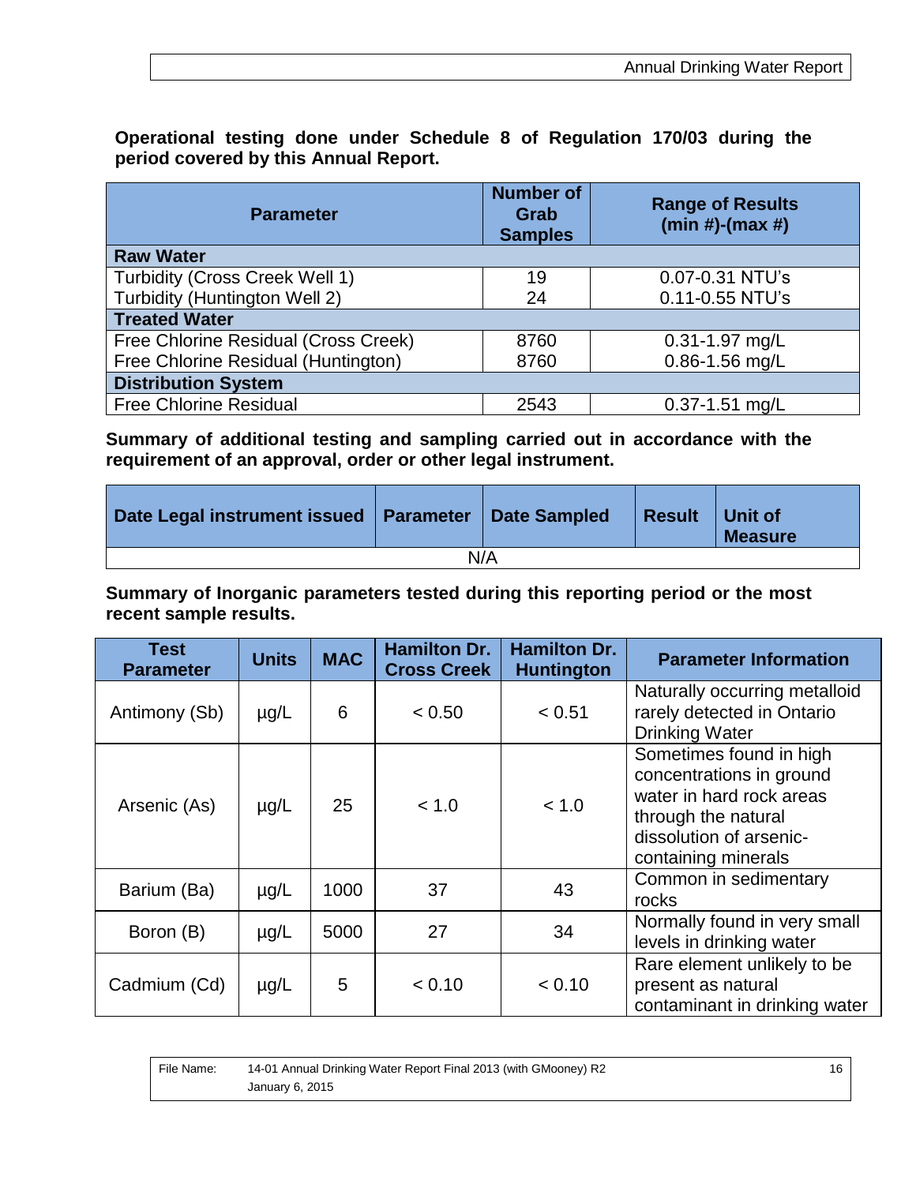**Operational testing done under Schedule 8 of Regulation 170/03 during the period covered by this Annual Report.**

| Parameter | Number of Grab Samples | Range of Results (min #)-(max #) |
|---|---|---|
| **Raw Water** | | |
| Turbidity (Cross Creek Well 1) | 19 | 0.07-0.31 NTU's |
| Turbidity (Huntington Well 2) | 24 | 0.11-0.55 NTU's |
| **Treated Water** | | |
| Free Chlorine Residual (Cross Creek) | 8760 | 0.31-1.97 mg/L |
| Free Chlorine Residual (Huntington) | 8760 | 0.86-1.56 mg/L |
| **Distribution System** | | |
| Free Chlorine Residual | 2543 | 0.37-1.51 mg/L |

**Summary of additional testing and sampling carried out in accordance with the requirement of an approval, order or other legal instrument.**

| Date Legal instrument issued | Parameter | Date Sampled | Result | Unit of Measure |
|---|---|---|---|---|
| N/A | | | | |

**Summary of Inorganic parameters tested during this reporting period or the most recent sample results.**

| Test Parameter | Units | MAC | Hamilton Dr. Cross Creek | Hamilton Dr. Huntington | Parameter Information |
|---|---|---|---|---|---|
| Antimony (Sb) | µg/L | 6 | < 0.50 | < 0.51 | Naturally occurring metalloid rarely detected in Ontario Drinking Water |
| Arsenic (As) | µg/L | 25 | < 1.0 | < 1.0 | Sometimes found in high concentrations in ground water in hard rock areas through the natural dissolution of arsenic-containing minerals |
| Barium (Ba) | µg/L | 1000 | 37 | 43 | Common in sedimentary rocks |
| Boron (B) | µg/L | 5000 | 27 | 34 | Normally found in very small levels in drinking water |
| Cadmium (Cd) | µg/L | 5 | < 0.10 | < 0.10 | Rare element unlikely to be present as natural contaminant in drinking water |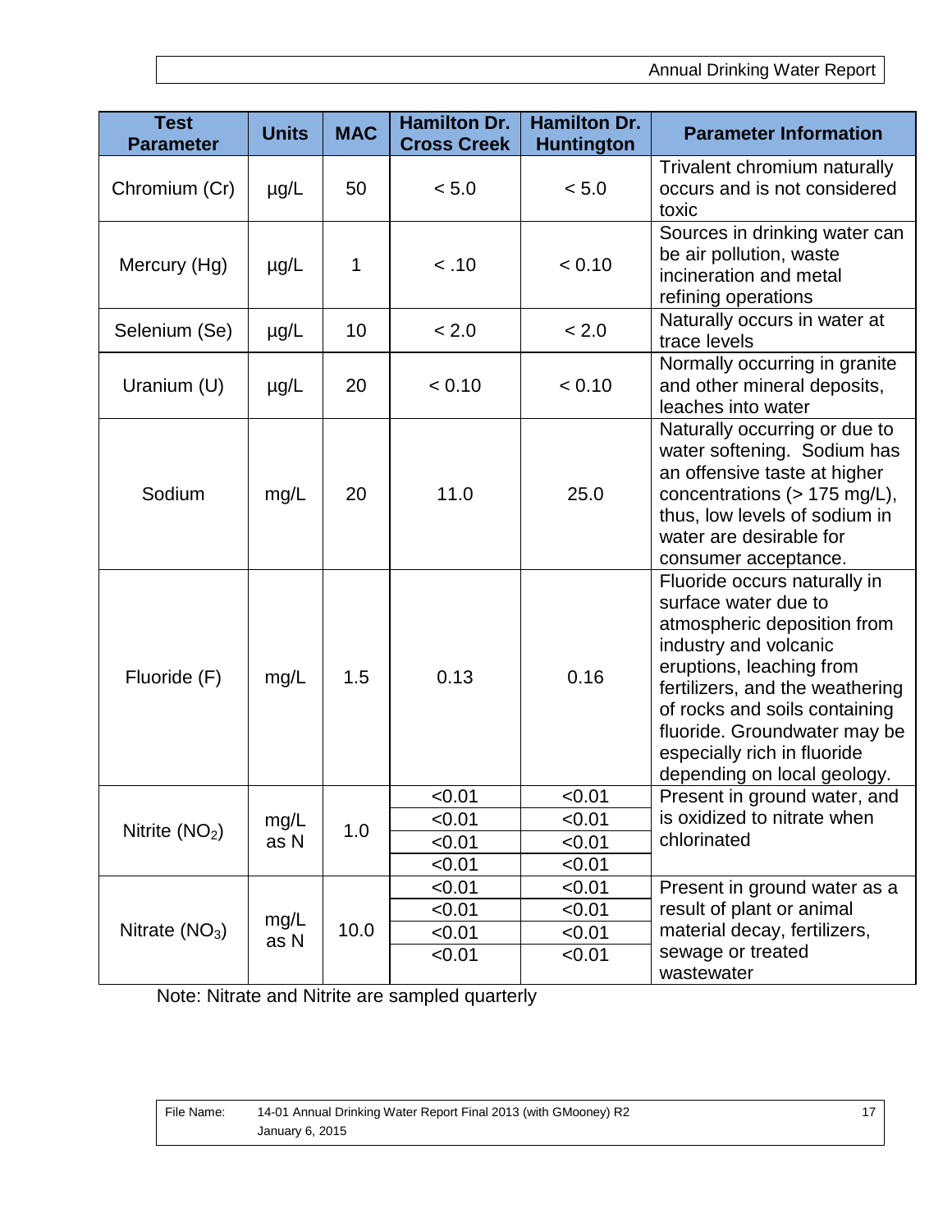| Test Parameter | Units | MAC | Hamilton Dr. Cross Creek | Hamilton Dr. Huntington | Parameter Information |
|---|---|---|---|---|---|
| Chromium (Cr) | µg/L | 50 | < 5.0 | < 5.0 | Trivalent chromium naturally occurs and is not considered toxic |
| Mercury (Hg) | µg/L | 1 | < .10 | < 0.10 | Sources in drinking water can be air pollution, waste incineration and metal refining operations |
| Selenium (Se) | µg/L | 10 | < 2.0 | < 2.0 | Naturally occurs in water at trace levels |
| Uranium (U) | µg/L | 20 | < 0.10 | < 0.10 | Normally occurring in granite and other mineral deposits, leaches into water |
| Sodium | mg/L | 20 | 11.0 | 25.0 | Naturally occurring or due to water softening. Sodium has an offensive taste at higher concentrations (> 175 mg/L), thus, low levels of sodium in water are desirable for consumer acceptance. |
| Fluoride (F) | mg/L | 1.5 | 0.13 | 0.16 | Fluoride occurs naturally in surface water due to atmospheric deposition from industry and volcanic eruptions, leaching from fertilizers, and the weathering of rocks and soils containing fluoride. Groundwater may be especially rich in fluoride depending on local geology. |
| Nitrite ($NO_2$) | mg/L as N | 1.0 | <0.01 | <0.01 | Present in ground water, and is oxidized to nitrate when chlorinated |
| | | | <0.01 | <0.01 | |
| | | | <0.01 | <0.01 | |
| | | | <0.01 | <0.01 | |
| Nitrate ($NO_3$) | mg/L as N | 10.0 | <0.01 | <0.01 | Present in ground water as a result of plant or animal material decay, fertilizers, sewage or treated wastewater |
| | | | <0.01 | <0.01 | |
| | | | <0.01 | <0.01 | |
| | | | <0.01 | <0.01 | |

Note: Nitrate and Nitrite are sampled quarterly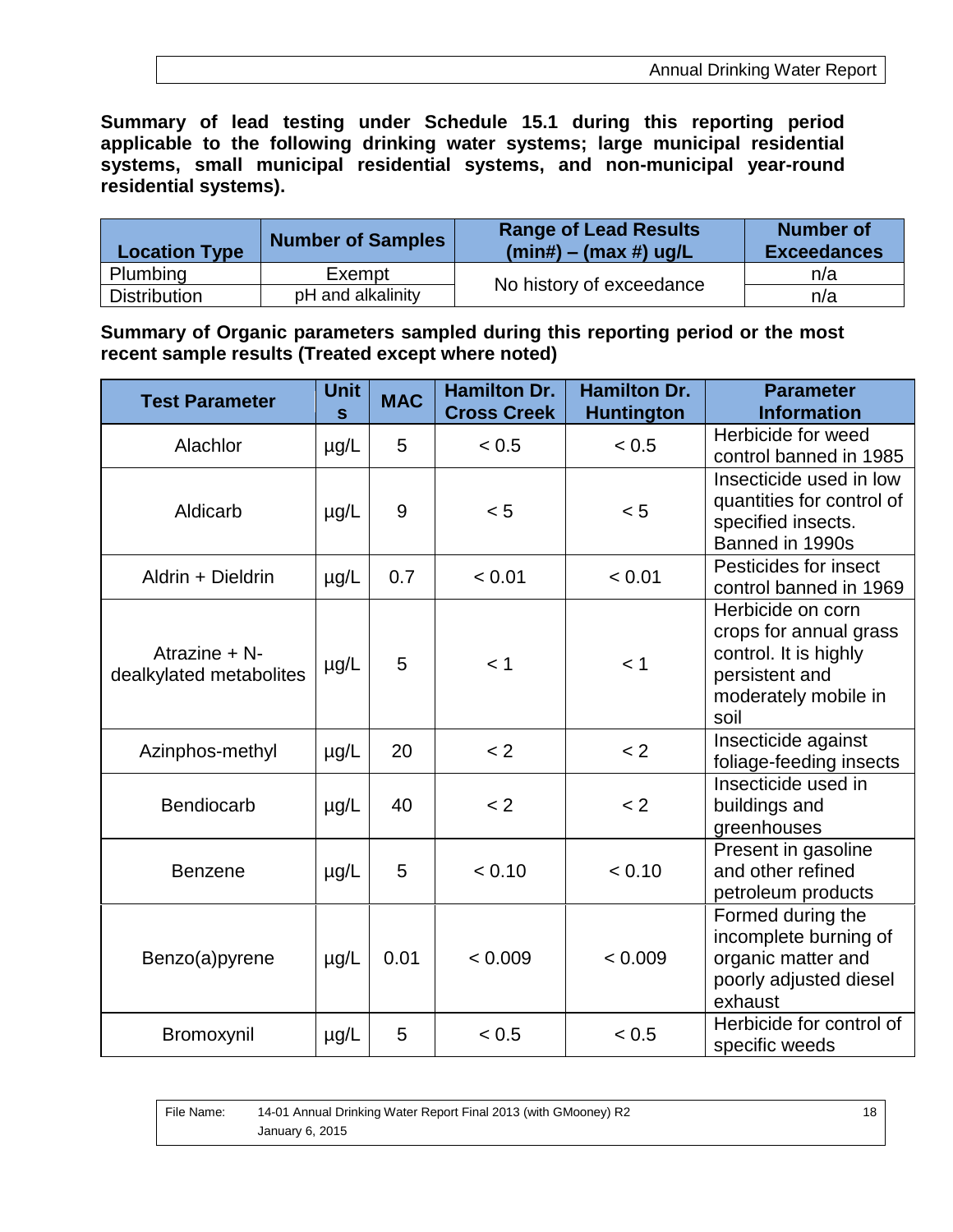**Summary of lead testing under Schedule 15.1 during this reporting period applicable to the following drinking water systems; large municipal residential systems, small municipal residential systems, and non-municipal year-round residential systems).**

| Location Type | Number of Samples | Range of Lead Results (min#) – (max #) ug/L | Number of Exceedances |
|---|---|---|---|
| Plumbing | Exempt | No history of exceedance | n/a |
| Distribution | pH and alkalinity | | n/a |

**Summary of Organic parameters sampled during this reporting period or the most recent sample results (Treated except where noted)**

| Test Parameter | Units | MAC | Hamilton Dr. Cross Creek | Hamilton Dr. Huntington | Parameter Information |
|---|---|---|---|---|---|
| Alachlor | µg/L | 5 | < 0.5 | < 0.5 | Herbicide for weed control banned in 1985 |
| Aldicarb | µg/L | 9 | < 5 | < 5 | Insecticide used in low quantities for control of specified insects. Banned in 1990s |
| Aldrin + Dieldrin | µg/L | 0.7 | < 0.01 | < 0.01 | Pesticides for insect control banned in 1969 |
| Atrazine + N-dealkylated metabolites | µg/L | 5 | < 1 | < 1 | Herbicide on corn crops for annual grass control. It is highly persistent and moderately mobile in soil |
| Azinphos-methyl | µg/L | 20 | < 2 | < 2 | Insecticide against foliage-feeding insects |
| Bendiocarb | µg/L | 40 | < 2 | < 2 | Insecticide used in buildings and greenhouses |
| Benzene | µg/L | 5 | < 0.10 | < 0.10 | Present in gasoline and other refined petroleum products |
| Benzo(a)pyrene | µg/L | 0.01 | < 0.009 | < 0.009 | Formed during the incomplete burning of organic matter and poorly adjusted diesel exhaust |
| Bromoxynil | µg/L | 5 | < 0.5 | < 0.5 | Herbicide for control of specific weeds |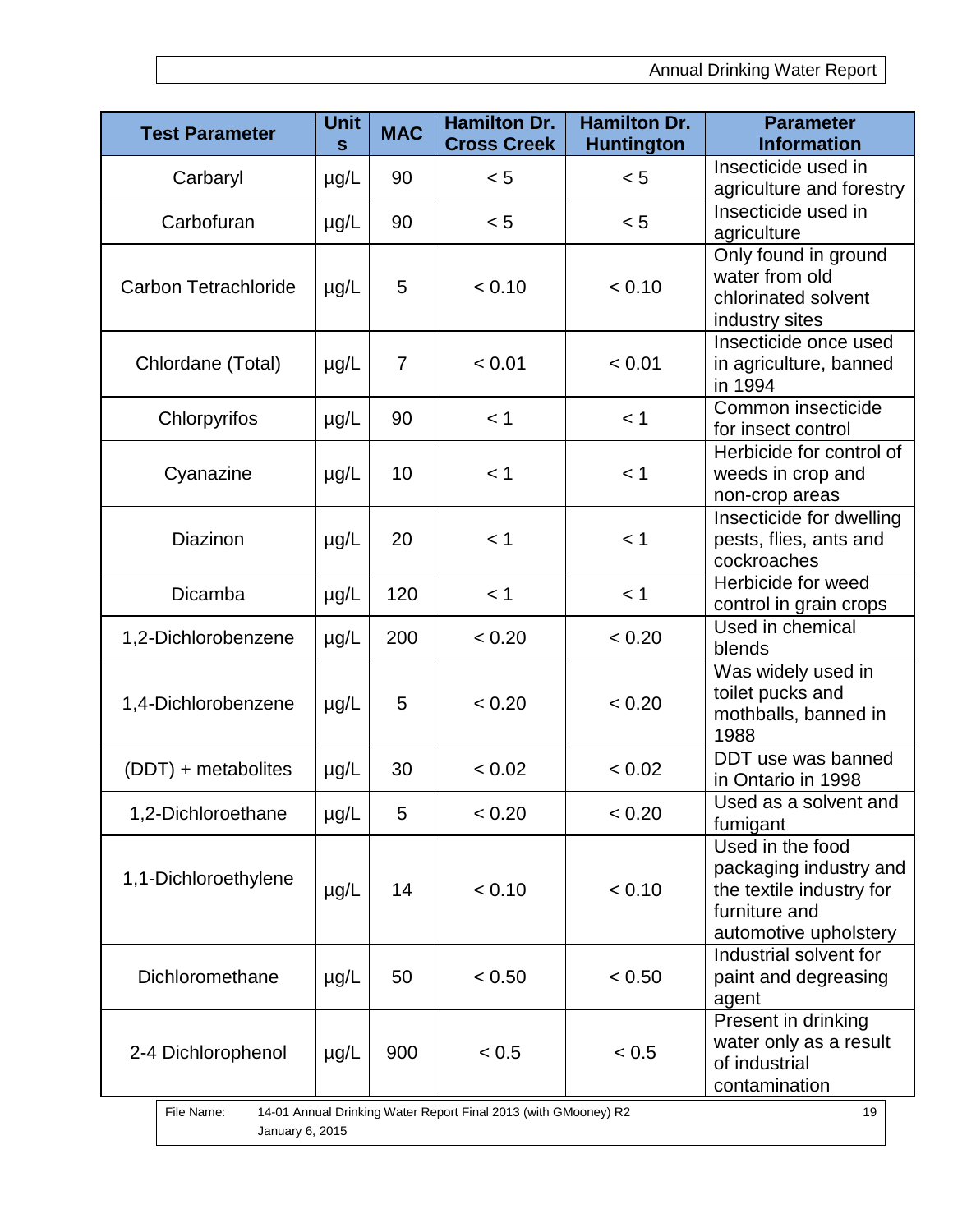| Test Parameter | Units | MAC | Hamilton Dr. Cross Creek | Hamilton Dr. Huntington | Parameter Information |
|---|---|---|---|---|---|
| Carbaryl | µg/L | 90 | < 5 | < 5 | Insecticide used in agriculture and forestry |
| Carbofuran | µg/L | 90 | < 5 | < 5 | Insecticide used in agriculture |
| Carbon Tetrachloride | µg/L | 5 | < 0.10 | < 0.10 | Only found in ground water from old chlorinated solvent industry sites |
| Chlordane (Total) | µg/L | 7 | < 0.01 | < 0.01 | Insecticide once used in agriculture, banned in 1994 |
| Chlorpyrifos | µg/L | 90 | < 1 | < 1 | Common insecticide for insect control |
| Cyanazine | µg/L | 10 | < 1 | < 1 | Herbicide for control of weeds in crop and non-crop areas |
| Diazinon | µg/L | 20 | < 1 | < 1 | Insecticide for dwelling pests, flies, ants and cockroaches |
| Dicamba | µg/L | 120 | < 1 | < 1 | Herbicide for weed control in grain crops |
| 1,2-Dichlorobenzene | µg/L | 200 | < 0.20 | < 0.20 | Used in chemical blends |
| 1,4-Dichlorobenzene | µg/L | 5 | < 0.20 | < 0.20 | Was widely used in toilet pucks and mothballs, banned in 1988 |
| (DDT) + metabolites | µg/L | 30 | < 0.02 | < 0.02 | DDT use was banned in Ontario in 1998 |
| 1,2-Dichloroethane | µg/L | 5 | < 0.20 | < 0.20 | Used as a solvent and fumigant |
| 1,1-Dichloroethylene | µg/L | 14 | < 0.10 | < 0.10 | Used in the food packaging industry and the textile industry for furniture and automotive upholstery |
| Dichloromethane | µg/L | 50 | < 0.50 | < 0.50 | Industrial solvent for paint and degreasing agent |
| 2-4 Dichlorophenol | µg/L | 900 | < 0.5 | < 0.5 | Present in drinking water only as a result of industrial contamination |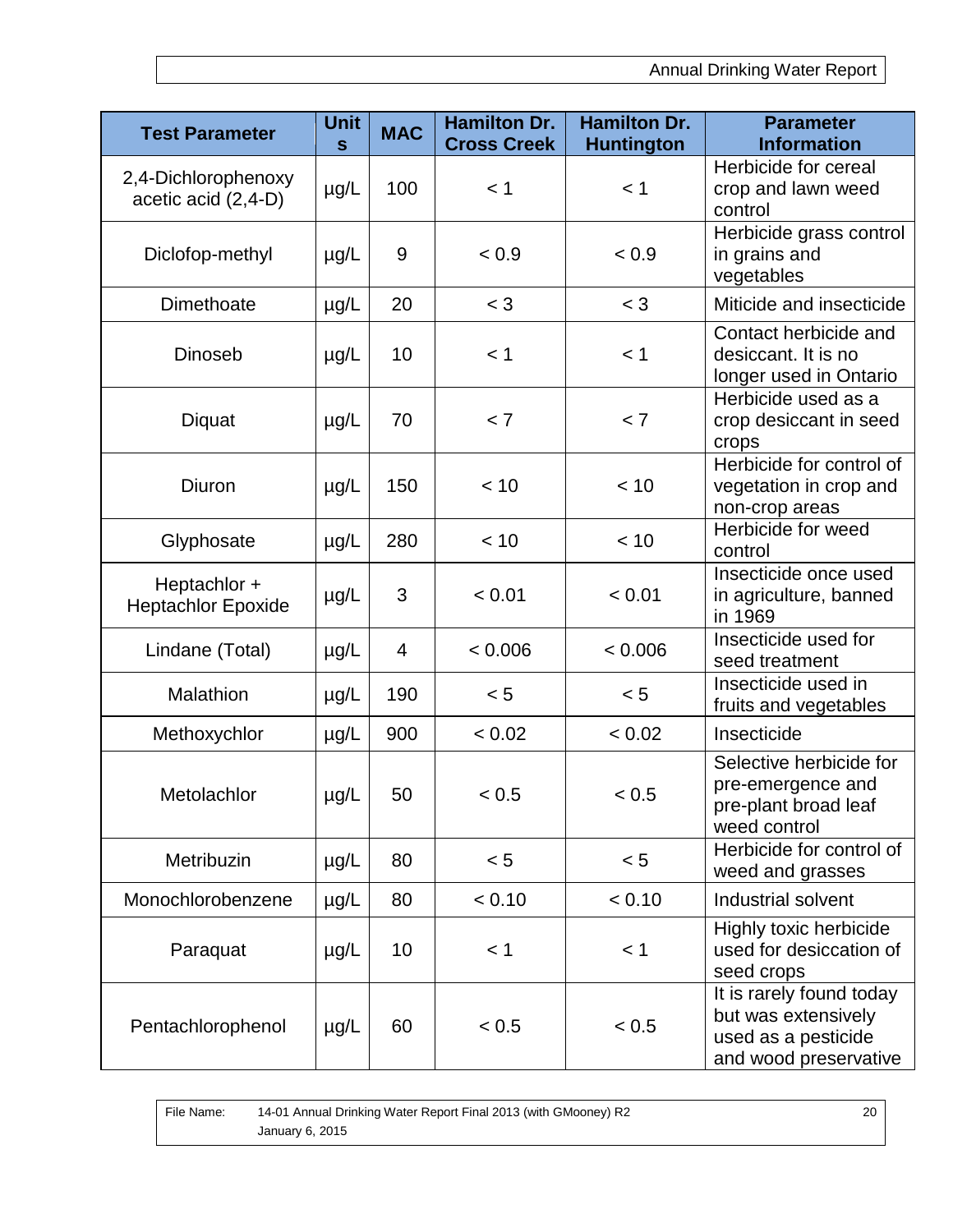| Test Parameter | Units | MAC | Hamilton Dr. Cross Creek | Hamilton Dr. Huntington | Parameter Information |
|---|---|---|---|---|---|
| 2,4-Dichlorophenoxy acetic acid (2,4-D) | µg/L | 100 | < 1 | < 1 | Herbicide for cereal crop and lawn weed control |
| Diclofop-methyl | µg/L | 9 | < 0.9 | < 0.9 | Herbicide grass control in grains and vegetables |
| Dimethoate | µg/L | 20 | < 3 | < 3 | Miticide and insecticide |
| Dinoseb | µg/L | 10 | < 1 | < 1 | Contact herbicide and desiccant. It is no longer used in Ontario |
| Diquat | µg/L | 70 | < 7 | < 7 | Herbicide used as a crop desiccant in seed crops |
| Diuron | µg/L | 150 | < 10 | < 10 | Herbicide for control of vegetation in crop and non-crop areas |
| Glyphosate | µg/L | 280 | < 10 | < 10 | Herbicide for weed control |
| Heptachlor + Heptachlor Epoxide | µg/L | 3 | < 0.01 | < 0.01 | Insecticide once used in agriculture, banned in 1969 |
| Lindane (Total) | µg/L | 4 | < 0.006 | < 0.006 | Insecticide used for seed treatment |
| Malathion | µg/L | 190 | < 5 | < 5 | Insecticide used in fruits and vegetables |
| Methoxychlor | µg/L | 900 | < 0.02 | < 0.02 | Insecticide |
| Metolachlor | µg/L | 50 | < 0.5 | < 0.5 | Selective herbicide for pre-emergence and pre-plant broad leaf weed control |
| Metribuzin | µg/L | 80 | < 5 | < 5 | Herbicide for control of weed and grasses |
| Monochlorobenzene | µg/L | 80 | < 0.10 | < 0.10 | Industrial solvent |
| Paraquat | µg/L | 10 | < 1 | < 1 | Highly toxic herbicide used for desiccation of seed crops |
| Pentachlorophenol | µg/L | 60 | < 0.5 | < 0.5 | It is rarely found today but was extensively used as a pesticide and wood preservative |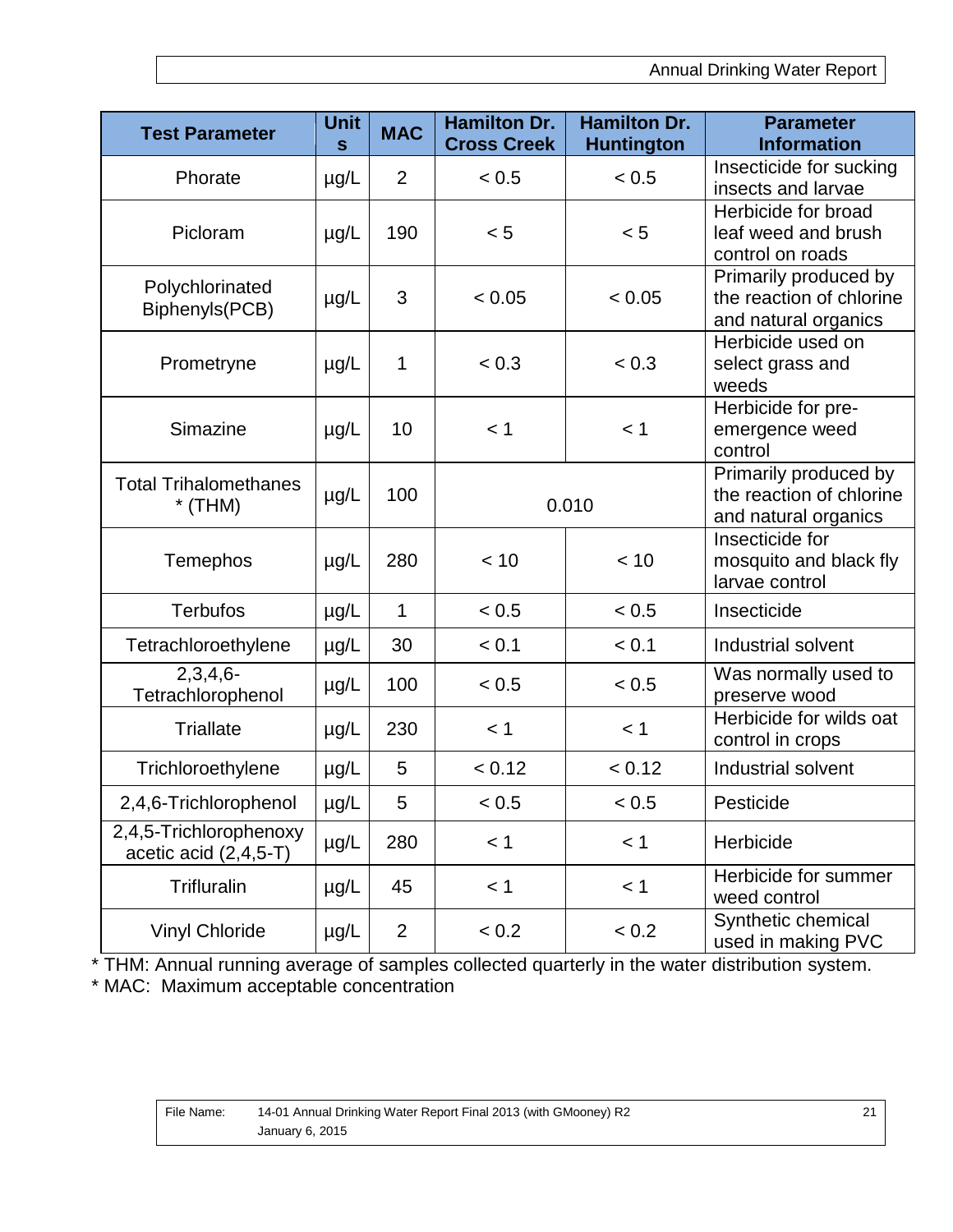| Test Parameter | Units | MAC | Hamilton Dr. Cross Creek | Hamilton Dr. Huntington | Parameter Information |
|---|---|---|---|---|---|
| Phorate | µg/L | 2 | < 0.5 | < 0.5 | Insecticide for sucking insects and larvae |
| Picloram | µg/L | 190 | < 5 | < 5 | Herbicide for broad leaf weed and brush control on roads |
| Polychlorinated Biphenyls(PCB) | µg/L | 3 | < 0.05 | < 0.05 | Primarily produced by the reaction of chlorine and natural organics |
| Prometryne | µg/L | 1 | < 0.3 | < 0.3 | Herbicide used on select grass and weeds |
| Simazine | µg/L | 10 | < 1 | < 1 | Herbicide for pre-emergence weed control |
| Total Trihalomethanes * (THM) | µg/L | 100 | 0.010 | | Primarily produced by the reaction of chlorine and natural organics |
| Temephos | µg/L | 280 | < 10 | < 10 | Insecticide for mosquito and black fly larvae control |
| Terbufos | µg/L | 1 | < 0.5 | < 0.5 | Insecticide |
| Tetrachloroethylene | µg/L | 30 | < 0.1 | < 0.1 | Industrial solvent |
| 2,3,4,6-Tetrachlorophenol | µg/L | 100 | < 0.5 | < 0.5 | Was normally used to preserve wood |
| Triallate | µg/L | 230 | < 1 | < 1 | Herbicide for wilds oat control in crops |
| Trichloroethylene | µg/L | 5 | < 0.12 | < 0.12 | Industrial solvent |
| 2,4,6-Trichlorophenol | µg/L | 5 | < 0.5 | < 0.5 | Pesticide |
| 2,4,5-Trichlorophenoxy acetic acid (2,4,5-T) | µg/L | 280 | < 1 | < 1 | Herbicide |
| Trifluralin | µg/L | 45 | < 1 | < 1 | Herbicide for summer weed control |
| Vinyl Chloride | µg/L | 2 | < 0.2 | < 0.2 | Synthetic chemical used in making PVC |

* THM: Annual running average of samples collected quarterly in the water distribution system.
* MAC: Maximum acceptable concentration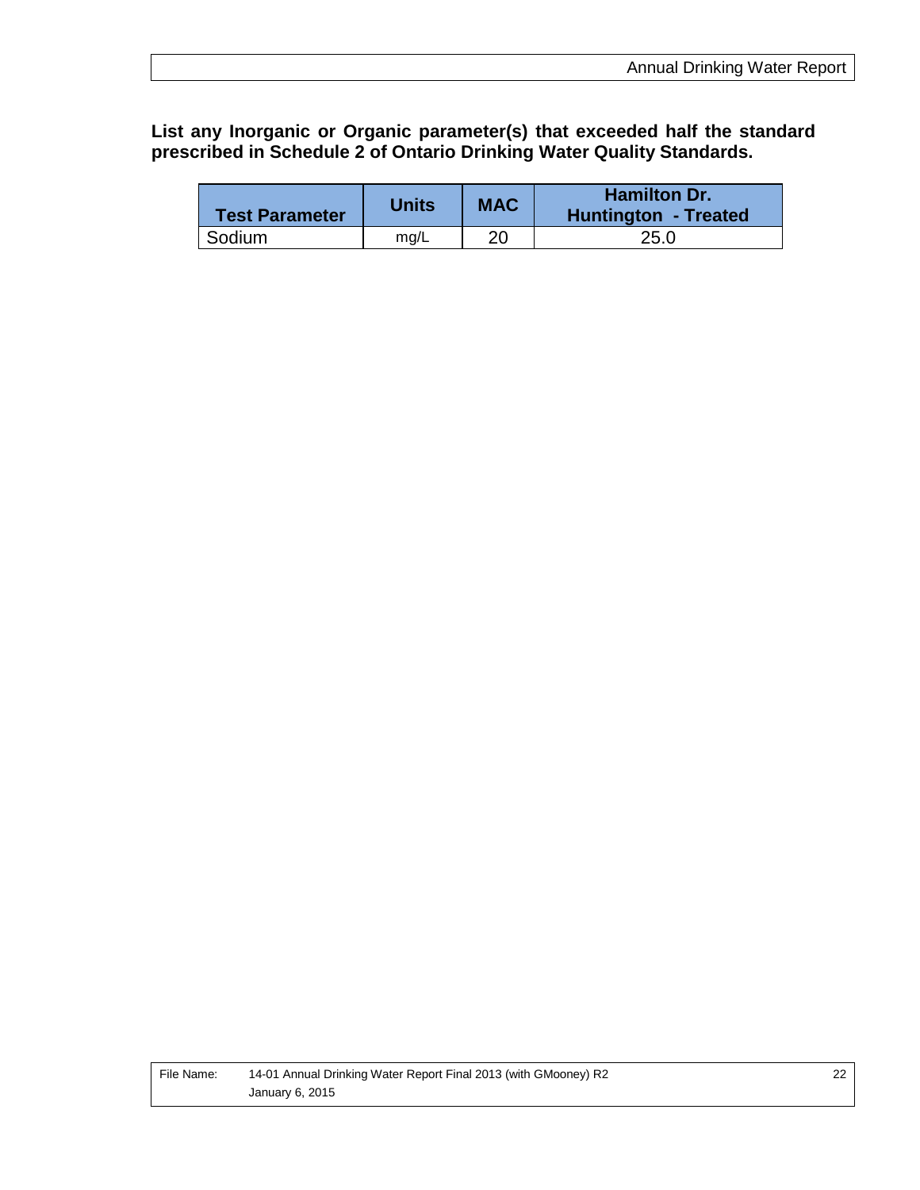**List any Inorganic or Organic parameter(s) that exceeded half the standard prescribed in Schedule 2 of Ontario Drinking Water Quality Standards.**

| Test Parameter | Units | MAC | Hamilton Dr. Huntington - Treated |
|---|---|---|---|
| Sodium | mg/L | 20 | 25.0 |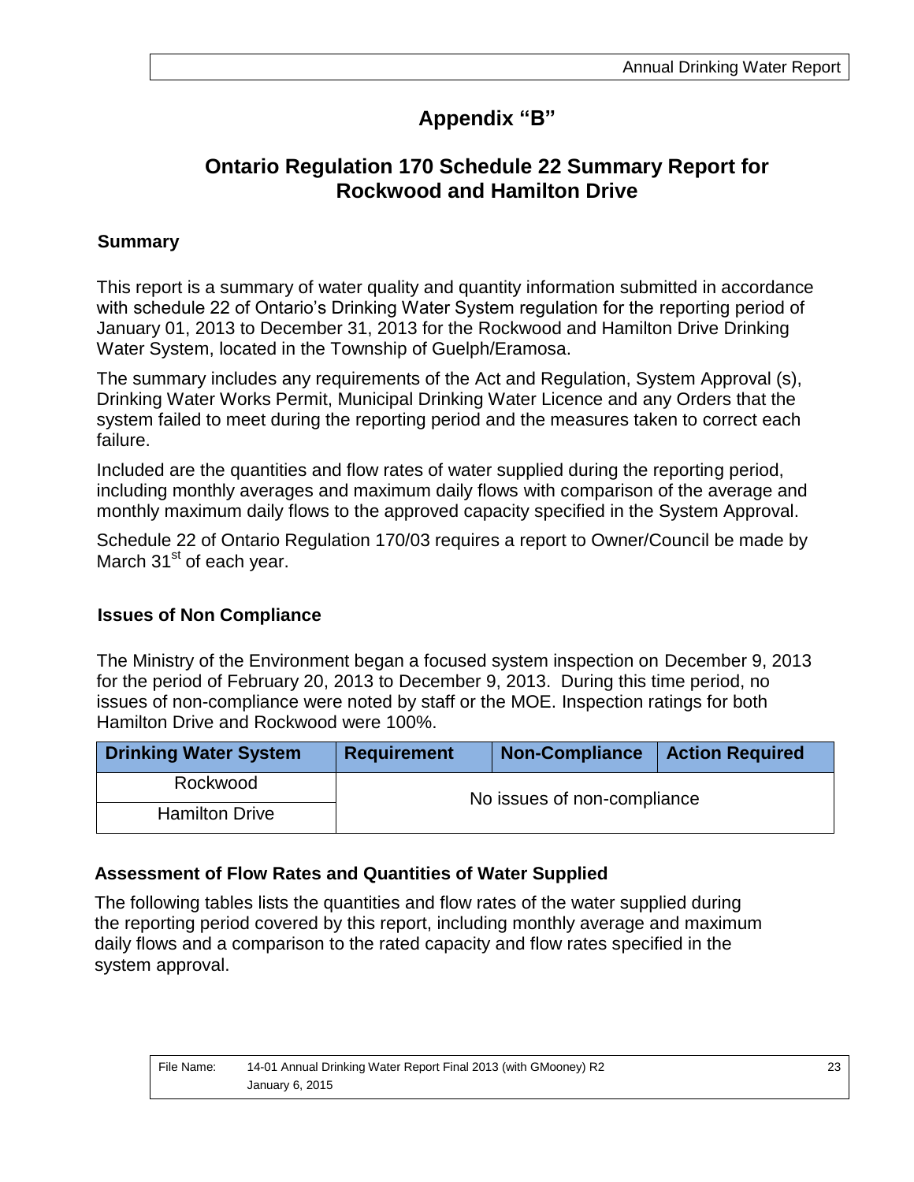# Appendix "B"

## Ontario Regulation 170 Schedule 22 Summary Report for Rockwood and Hamilton Drive

### Summary

This report is a summary of water quality and quantity information submitted in accordance with schedule 22 of Ontario's Drinking Water System regulation for the reporting period of January 01, 2013 to December 31, 2013 for the Rockwood and Hamilton Drive Drinking Water System, located in the Township of Guelph/Eramosa.

The summary includes any requirements of the Act and Regulation, System Approval (s), Drinking Water Works Permit, Municipal Drinking Water Licence and any Orders that the system failed to meet during the reporting period and the measures taken to correct each failure.

Included are the quantities and flow rates of water supplied during the reporting period, including monthly averages and maximum daily flows with comparison of the average and monthly maximum daily flows to the approved capacity specified in the System Approval.

Schedule 22 of Ontario Regulation 170/03 requires a report to Owner/Council be made by March 31st of each year.

### Issues of Non Compliance

The Ministry of the Environment began a focused system inspection on December 9, 2013 for the period of February 20, 2013 to December 9, 2013. During this time period, no issues of non-compliance were noted by staff or the MOE. Inspection ratings for both Hamilton Drive and Rockwood were 100%.

| Drinking Water System | Requirement | Non-Compliance | Action Required |
|---|---|---|---|
| Rockwood | No issues of non-compliance | | |
| Hamilton Drive | | | |

### Assessment of Flow Rates and Quantities of Water Supplied

The following tables lists the quantities and flow rates of the water supplied during the reporting period covered by this report, including monthly average and maximum daily flows and a comparison to the rated capacity and flow rates specified in the system approval.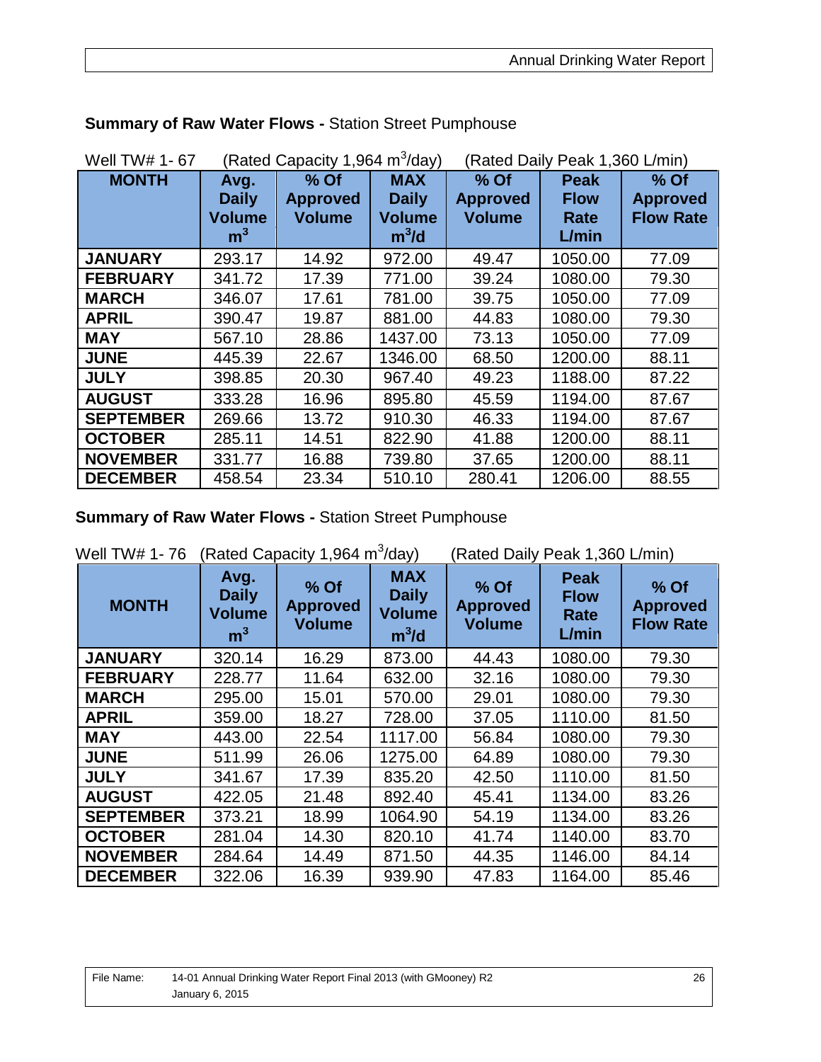**Summary of Raw Water Flows -** Station Street Pumphouse

Well TW# 1- 67 (Rated Capacity 1,964 $m^3$/day) (Rated Daily Peak 1,360 L/min)

| MONTH | Avg. Daily Volume $m^3$ | % Of Approved Volume | MAX Daily Volume $m^3$/d | % Of Approved Volume | Peak Flow Rate L/min | % Of Approved Flow Rate |
|---|---|---|---|---|---|---|
| JANUARY | 293.17 | 14.92 | 972.00 | 49.47 | 1050.00 | 77.09 |
| FEBRUARY | 341.72 | 17.39 | 771.00 | 39.24 | 1080.00 | 79.30 |
| MARCH | 346.07 | 17.61 | 781.00 | 39.75 | 1050.00 | 77.09 |
| APRIL | 390.47 | 19.87 | 881.00 | 44.83 | 1080.00 | 79.30 |
| MAY | 567.10 | 28.86 | 1437.00 | 73.13 | 1050.00 | 77.09 |
| JUNE | 445.39 | 22.67 | 1346.00 | 68.50 | 1200.00 | 88.11 |
| JULY | 398.85 | 20.30 | 967.40 | 49.23 | 1188.00 | 87.22 |
| AUGUST | 333.28 | 16.96 | 895.80 | 45.59 | 1194.00 | 87.67 |
| SEPTEMBER | 269.66 | 13.72 | 910.30 | 46.33 | 1194.00 | 87.67 |
| OCTOBER | 285.11 | 14.51 | 822.90 | 41.88 | 1200.00 | 88.11 |
| NOVEMBER | 331.77 | 16.88 | 739.80 | 37.65 | 1200.00 | 88.11 |
| DECEMBER | 458.54 | 23.34 | 510.10 | 280.41 | 1206.00 | 88.55 |

**Summary of Raw Water Flows -** Station Street Pumphouse

Well TW# 1- 76 (Rated Capacity 1,964 $m^3$/day) (Rated Daily Peak 1,360 L/min)

| MONTH | Avg. Daily Volume $m^3$ | % Of Approved Volume | MAX Daily Volume $m^3$/d | % Of Approved Volume | Peak Flow Rate L/min | % Of Approved Flow Rate |
|---|---|---|---|---|---|---|
| JANUARY | 320.14 | 16.29 | 873.00 | 44.43 | 1080.00 | 79.30 |
| FEBRUARY | 228.77 | 11.64 | 632.00 | 32.16 | 1080.00 | 79.30 |
| MARCH | 295.00 | 15.01 | 570.00 | 29.01 | 1080.00 | 79.30 |
| APRIL | 359.00 | 18.27 | 728.00 | 37.05 | 1110.00 | 81.50 |
| MAY | 443.00 | 22.54 | 1117.00 | 56.84 | 1080.00 | 79.30 |
| JUNE | 511.99 | 26.06 | 1275.00 | 64.89 | 1080.00 | 79.30 |
| JULY | 341.67 | 17.39 | 835.20 | 42.50 | 1110.00 | 81.50 |
| AUGUST | 422.05 | 21.48 | 892.40 | 45.41 | 1134.00 | 83.26 |
| SEPTEMBER | 373.21 | 18.99 | 1064.90 | 54.19 | 1134.00 | 83.26 |
| OCTOBER | 281.04 | 14.30 | 820.10 | 41.74 | 1140.00 | 83.70 |
| NOVEMBER | 284.64 | 14.49 | 871.50 | 44.35 | 1146.00 | 84.14 |
| DECEMBER | 322.06 | 16.39 | 939.90 | 47.83 | 1164.00 | 85.46 |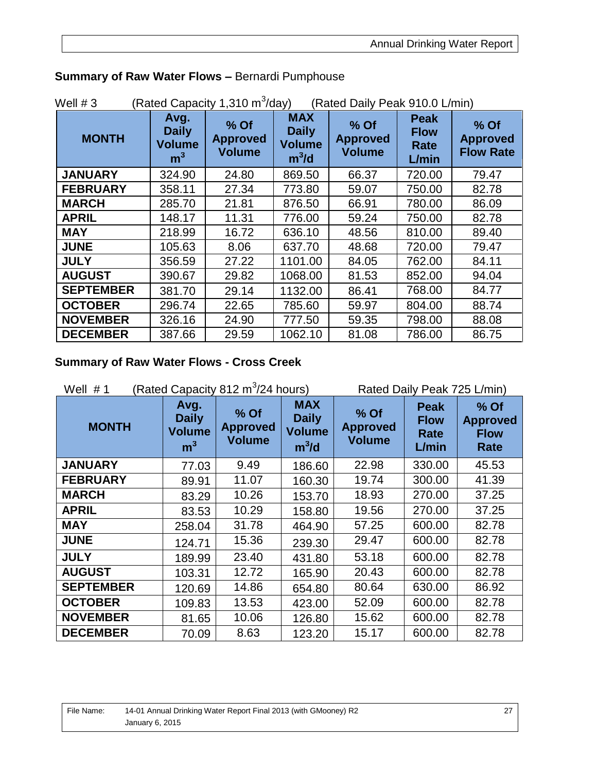## **Summary of Raw Water Flows –** Bernardi Pumphouse

Well # 3 (Rated Capacity 1,310 $m^3$/day) (Rated Daily Peak 910.0 L/min)

| MONTH | Avg. Daily Volume $m^3$ | % Of Approved Volume | MAX Daily Volume $m^3$/d | % Of Approved Volume | Peak Flow Rate L/min | % Of Approved Flow Rate |
|---|---|---|---|---|---|---|
| JANUARY | 324.90 | 24.80 | 869.50 | 66.37 | 720.00 | 79.47 |
| FEBRUARY | 358.11 | 27.34 | 773.80 | 59.07 | 750.00 | 82.78 |
| MARCH | 285.70 | 21.81 | 876.50 | 66.91 | 780.00 | 86.09 |
| APRIL | 148.17 | 11.31 | 776.00 | 59.24 | 750.00 | 82.78 |
| MAY | 218.99 | 16.72 | 636.10 | 48.56 | 810.00 | 89.40 |
| JUNE | 105.63 | 8.06 | 637.70 | 48.68 | 720.00 | 79.47 |
| JULY | 356.59 | 27.22 | 1101.00 | 84.05 | 762.00 | 84.11 |
| AUGUST | 390.67 | 29.82 | 1068.00 | 81.53 | 852.00 | 94.04 |
| SEPTEMBER | 381.70 | 29.14 | 1132.00 | 86.41 | 768.00 | 84.77 |
| OCTOBER | 296.74 | 22.65 | 785.60 | 59.97 | 804.00 | 88.74 |
| NOVEMBER | 326.16 | 24.90 | 777.50 | 59.35 | 798.00 | 88.08 |
| DECEMBER | 387.66 | 29.59 | 1062.10 | 81.08 | 786.00 | 86.75 |

## **Summary of Raw Water Flows - Cross Creek**

Well # 1 (Rated Capacity 812 $m^3$/24 hours) Rated Daily Peak 725 L/min)

| MONTH | Avg. Daily Volume $m^3$ | % Of Approved Volume | MAX Daily Volume $m^3$/d | % Of Approved Volume | Peak Flow Rate L/min | % Of Approved Flow Rate |
|---|---|---|---|---|---|---|
| JANUARY | 77.03 | 9.49 | 186.60 | 22.98 | 330.00 | 45.53 |
| FEBRUARY | 89.91 | 11.07 | 160.30 | 19.74 | 300.00 | 41.39 |
| MARCH | 83.29 | 10.26 | 153.70 | 18.93 | 270.00 | 37.25 |
| APRIL | 83.53 | 10.29 | 158.80 | 19.56 | 270.00 | 37.25 |
| MAY | 258.04 | 31.78 | 464.90 | 57.25 | 600.00 | 82.78 |
| JUNE | 124.71 | 15.36 | 239.30 | 29.47 | 600.00 | 82.78 |
| JULY | 189.99 | 23.40 | 431.80 | 53.18 | 600.00 | 82.78 |
| AUGUST | 103.31 | 12.72 | 165.90 | 20.43 | 600.00 | 82.78 |
| SEPTEMBER | 120.69 | 14.86 | 654.80 | 80.64 | 630.00 | 86.92 |
| OCTOBER | 109.83 | 13.53 | 423.00 | 52.09 | 600.00 | 82.78 |
| NOVEMBER | 81.65 | 10.06 | 126.80 | 15.62 | 600.00 | 82.78 |
| DECEMBER | 70.09 | 8.63 | 123.20 | 15.17 | 600.00 | 82.78 |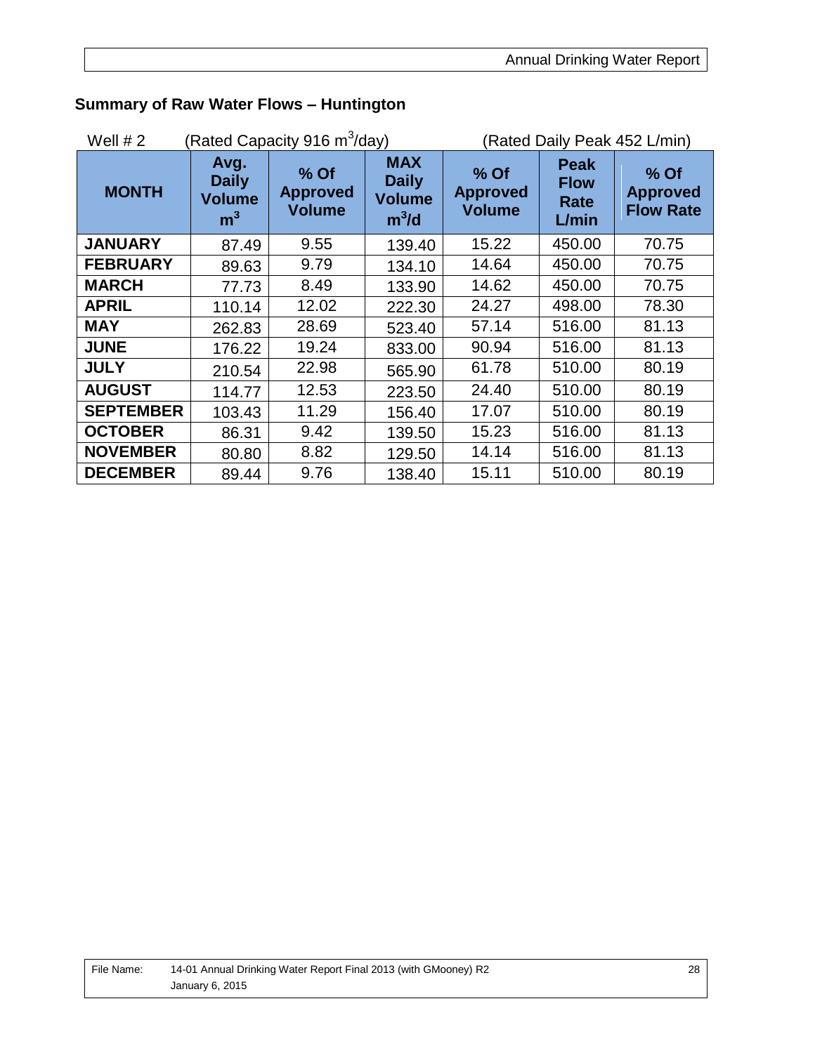## Summary of Raw Water Flows – Huntington

Well # 2 (Rated Capacity 916 $m^3$/day) (Rated Daily Peak 452 L/min)

| MONTH | Avg. Daily Volume $m^3$ | % Of Approved Volume | MAX Daily Volume $m^3$/d | % Of Approved Volume | Peak Flow Rate L/min | % Of Approved Flow Rate |
|---|---|---|---|---|---|---|
| JANUARY | 87.49 | 9.55 | 139.40 | 15.22 | 450.00 | 70.75 |
| FEBRUARY | 89.63 | 9.79 | 134.10 | 14.64 | 450.00 | 70.75 |
| MARCH | 77.73 | 8.49 | 133.90 | 14.62 | 450.00 | 70.75 |
| APRIL | 110.14 | 12.02 | 222.30 | 24.27 | 498.00 | 78.30 |
| MAY | 262.83 | 28.69 | 523.40 | 57.14 | 516.00 | 81.13 |
| JUNE | 176.22 | 19.24 | 833.00 | 90.94 | 516.00 | 81.13 |
| JULY | 210.54 | 22.98 | 565.90 | 61.78 | 510.00 | 80.19 |
| AUGUST | 114.77 | 12.53 | 223.50 | 24.40 | 510.00 | 80.19 |
| SEPTEMBER | 103.43 | 11.29 | 156.40 | 17.07 | 510.00 | 80.19 |
| OCTOBER | 86.31 | 9.42 | 139.50 | 15.23 | 516.00 | 81.13 |
| NOVEMBER | 80.80 | 8.82 | 129.50 | 14.14 | 516.00 | 81.13 |
| DECEMBER | 89.44 | 9.76 | 138.40 | 15.11 | 510.00 | 80.19 |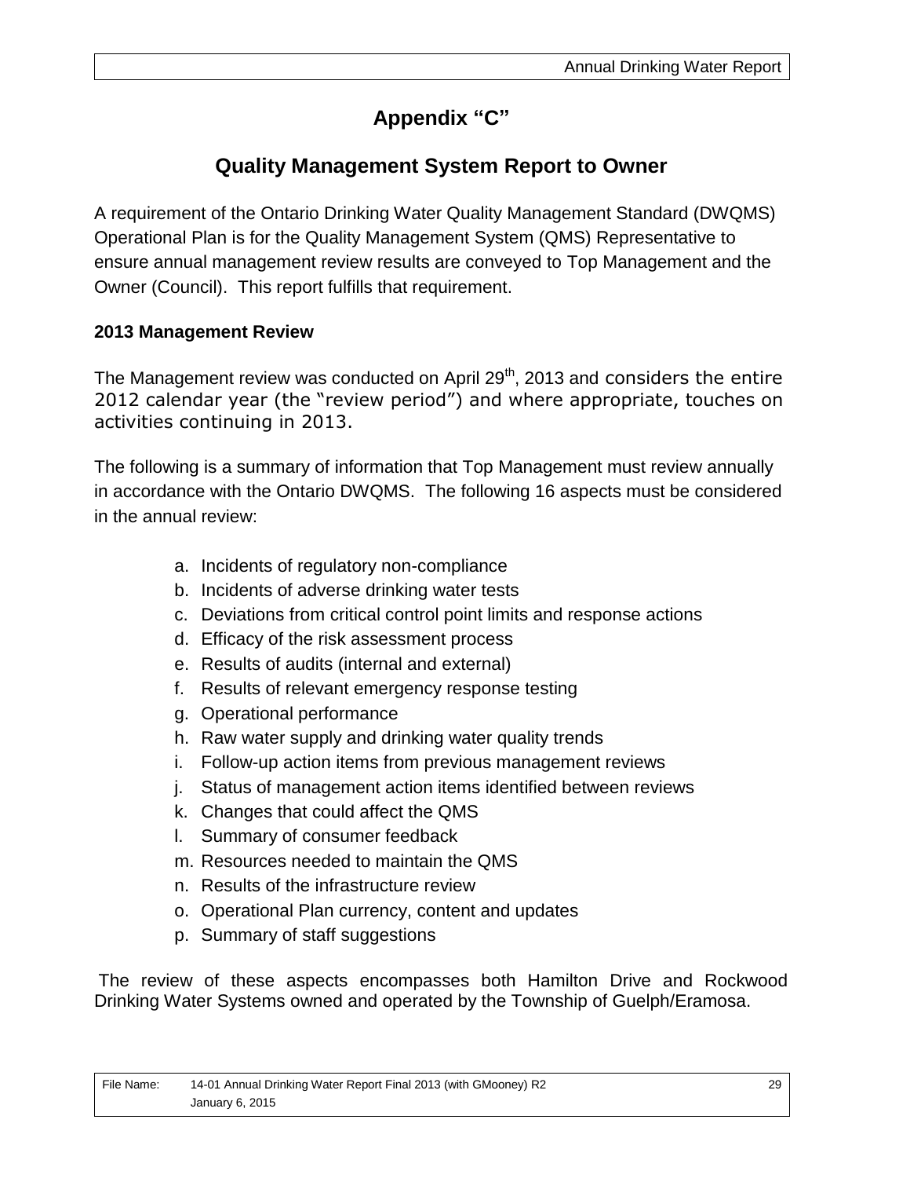# Appendix “C”

## Quality Management System Report to Owner

A requirement of the Ontario Drinking Water Quality Management Standard (DWQMS) Operational Plan is for the Quality Management System (QMS) Representative to ensure annual management review results are conveyed to Top Management and the Owner (Council). This report fulfills that requirement.

### 2013 Management Review

The Management review was conducted on April 29th, 2013 and considers the entire 2012 calendar year (the "review period") and where appropriate, touches on activities continuing in 2013.

The following is a summary of information that Top Management must review annually in accordance with the Ontario DWQMS. The following 16 aspects must be considered in the annual review:

a. Incidents of regulatory non-compliance
b. Incidents of adverse drinking water tests
c. Deviations from critical control point limits and response actions
d. Efficacy of the risk assessment process
e. Results of audits (internal and external)
f. Results of relevant emergency response testing
g. Operational performance
h. Raw water supply and drinking water quality trends
i. Follow-up action items from previous management reviews
j. Status of management action items identified between reviews
k. Changes that could affect the QMS
l. Summary of consumer feedback
m. Resources needed to maintain the QMS
n. Results of the infrastructure review
o. Operational Plan currency, content and updates
p. Summary of staff suggestions

The review of these aspects encompasses both Hamilton Drive and Rockwood Drinking Water Systems owned and operated by the Township of Guelph/Eramosa.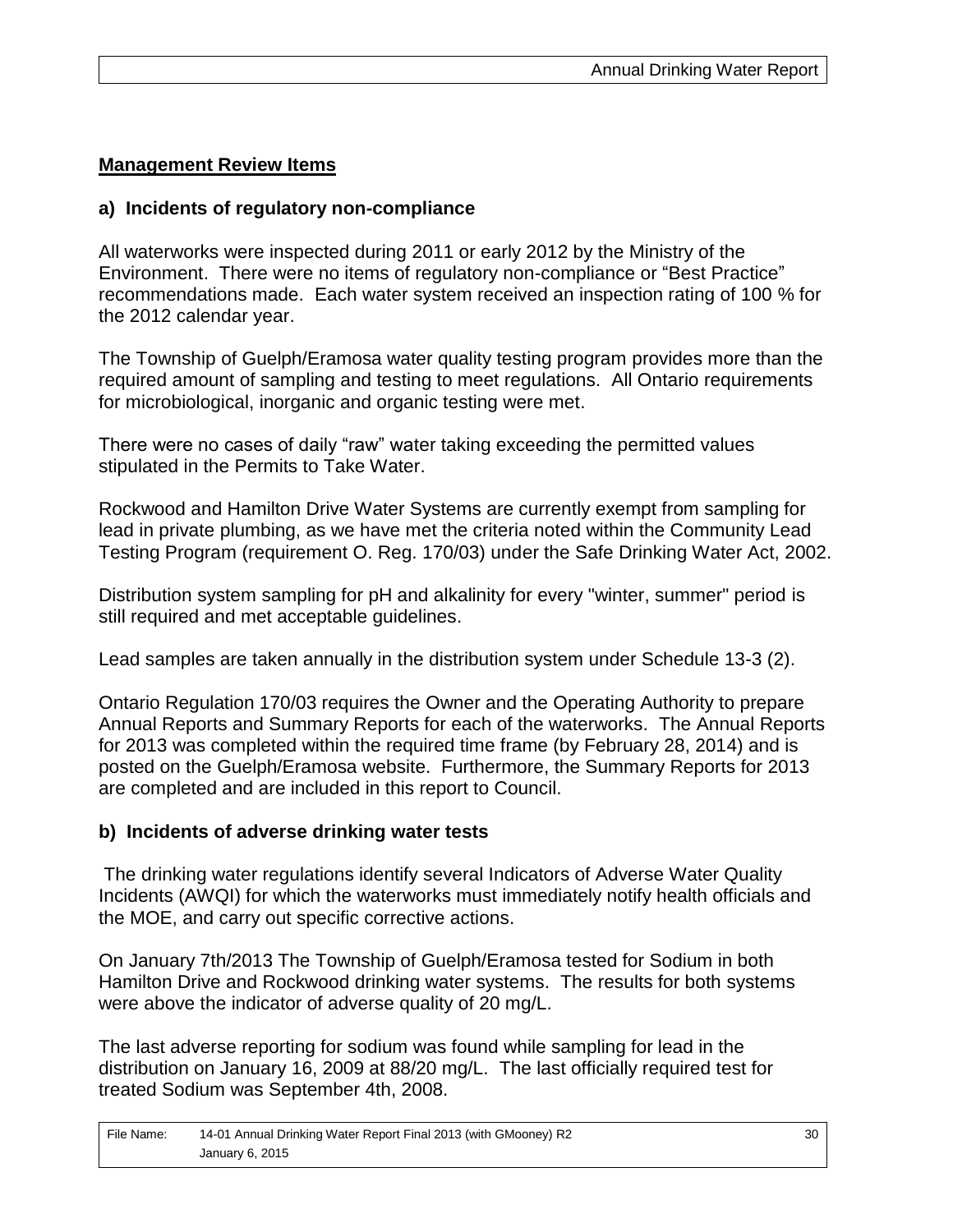## Management Review Items

### a) Incidents of regulatory non-compliance

All waterworks were inspected during 2011 or early 2012 by the Ministry of the Environment. There were no items of regulatory non-compliance or "Best Practice" recommendations made. Each water system received an inspection rating of 100 % for the 2012 calendar year.

The Township of Guelph/Eramosa water quality testing program provides more than the required amount of sampling and testing to meet regulations. All Ontario requirements for microbiological, inorganic and organic testing were met.

There were no cases of daily "raw" water taking exceeding the permitted values stipulated in the Permits to Take Water.

Rockwood and Hamilton Drive Water Systems are currently exempt from sampling for lead in private plumbing, as we have met the criteria noted within the Community Lead Testing Program (requirement O. Reg. 170/03) under the Safe Drinking Water Act, 2002.

Distribution system sampling for pH and alkalinity for every "winter, summer" period is still required and met acceptable guidelines.

Lead samples are taken annually in the distribution system under Schedule 13-3 (2).

Ontario Regulation 170/03 requires the Owner and the Operating Authority to prepare Annual Reports and Summary Reports for each of the waterworks. The Annual Reports for 2013 was completed within the required time frame (by February 28, 2014) and is posted on the Guelph/Eramosa website. Furthermore, the Summary Reports for 2013 are completed and are included in this report to Council.

### b) Incidents of adverse drinking water tests

The drinking water regulations identify several Indicators of Adverse Water Quality Incidents (AWQI) for which the waterworks must immediately notify health officials and the MOE, and carry out specific corrective actions.

On January 7th/2013 The Township of Guelph/Eramosa tested for Sodium in both Hamilton Drive and Rockwood drinking water systems. The results for both systems were above the indicator of adverse quality of 20 mg/L.

The last adverse reporting for sodium was found while sampling for lead in the distribution on January 16, 2009 at 88/20 mg/L. The last officially required test for treated Sodium was September 4th, 2008.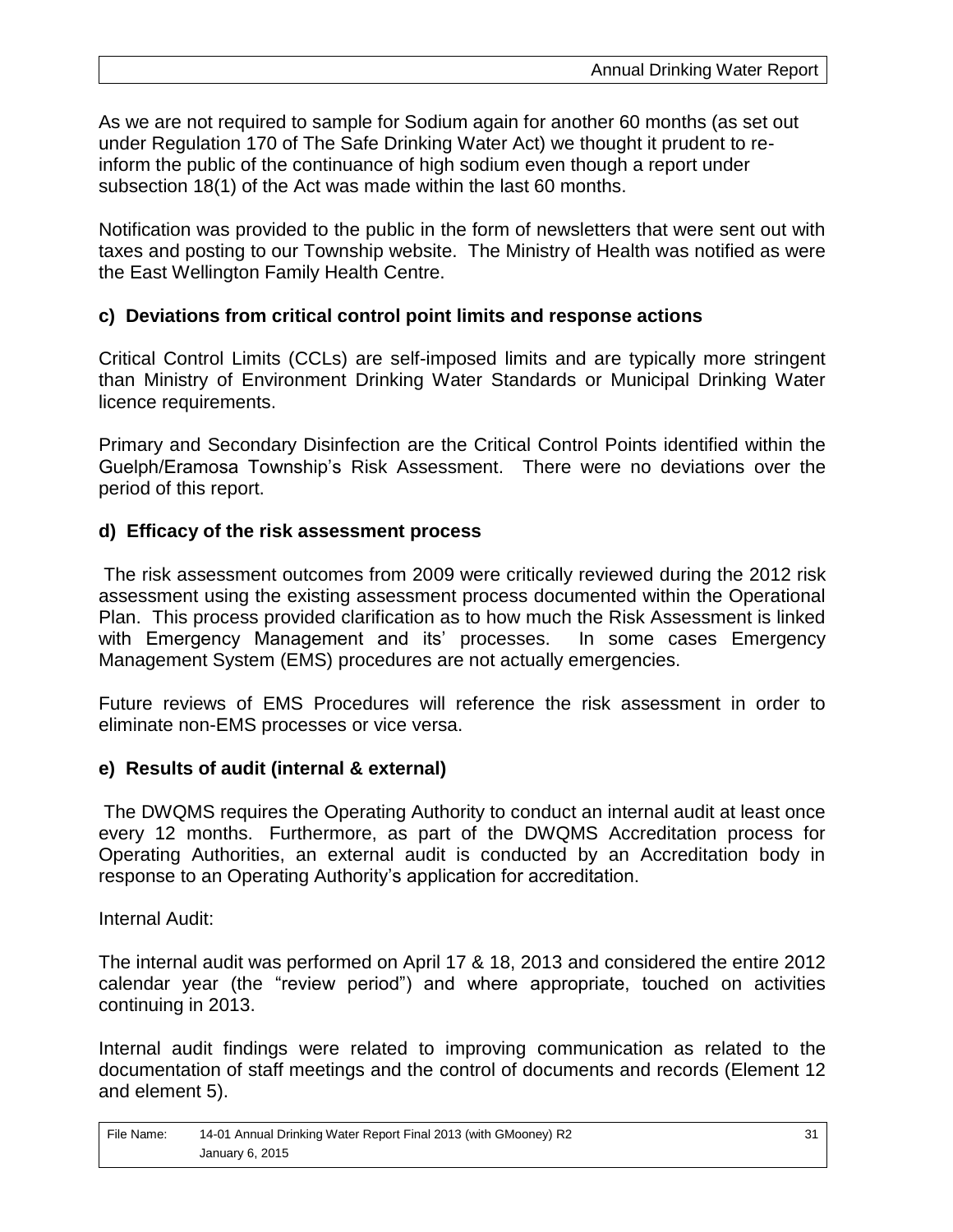As we are not required to sample for Sodium again for another 60 months (as set out under Regulation 170 of The Safe Drinking Water Act) we thought it prudent to re-inform the public of the continuance of high sodium even though a report under subsection 18(1) of the Act was made within the last 60 months.

Notification was provided to the public in the form of newsletters that were sent out with taxes and posting to our Township website. The Ministry of Health was notified as were the East Wellington Family Health Centre.

### c) Deviations from critical control point limits and response actions

Critical Control Limits (CCLs) are self-imposed limits and are typically more stringent than Ministry of Environment Drinking Water Standards or Municipal Drinking Water licence requirements.

Primary and Secondary Disinfection are the Critical Control Points identified within the Guelph/Eramosa Township's Risk Assessment. There were no deviations over the period of this report.

### d) Efficacy of the risk assessment process

The risk assessment outcomes from 2009 were critically reviewed during the 2012 risk assessment using the existing assessment process documented within the Operational Plan. This process provided clarification as to how much the Risk Assessment is linked with Emergency Management and its' processes. In some cases Emergency Management System (EMS) procedures are not actually emergencies.

Future reviews of EMS Procedures will reference the risk assessment in order to eliminate non-EMS processes or vice versa.

### e) Results of audit (internal & external)

The DWQMS requires the Operating Authority to conduct an internal audit at least once every 12 months. Furthermore, as part of the DWQMS Accreditation process for Operating Authorities, an external audit is conducted by an Accreditation body in response to an Operating Authority's application for accreditation.

Internal Audit:

The internal audit was performed on April 17 & 18, 2013 and considered the entire 2012 calendar year (the "review period") and where appropriate, touched on activities continuing in 2013.

Internal audit findings were related to improving communication as related to the documentation of staff meetings and the control of documents and records (Element 12 and element 5).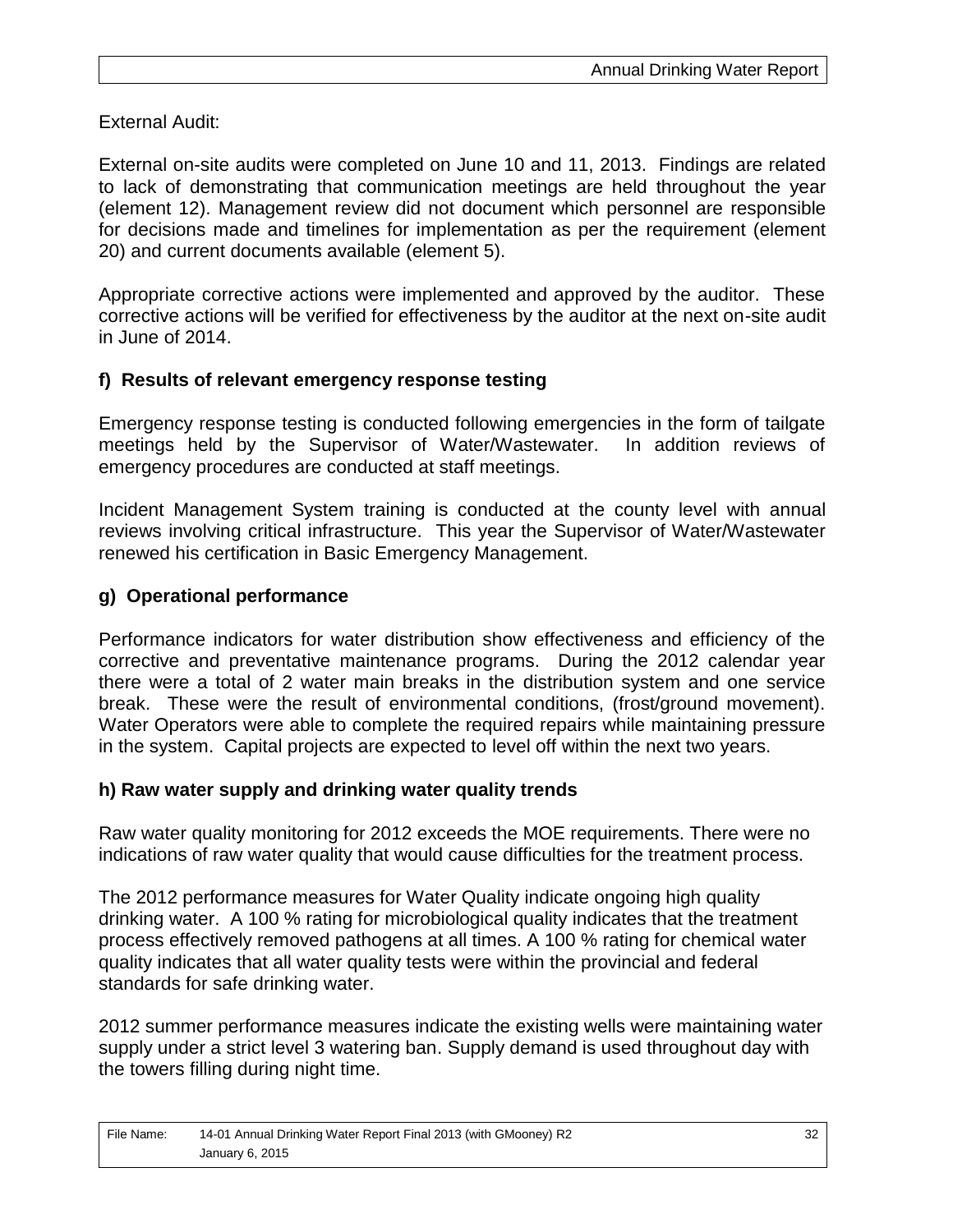External Audit:

External on-site audits were completed on June 10 and 11, 2013. Findings are related to lack of demonstrating that communication meetings are held throughout the year (element 12). Management review did not document which personnel are responsible for decisions made and timelines for implementation as per the requirement (element 20) and current documents available (element 5).

Appropriate corrective actions were implemented and approved by the auditor. These corrective actions will be verified for effectiveness by the auditor at the next on-site audit in June of 2014.

### f) Results of relevant emergency response testing

Emergency response testing is conducted following emergencies in the form of tailgate meetings held by the Supervisor of Water/Wastewater. In addition reviews of emergency procedures are conducted at staff meetings.

Incident Management System training is conducted at the county level with annual reviews involving critical infrastructure. This year the Supervisor of Water/Wastewater renewed his certification in Basic Emergency Management.

### g) Operational performance

Performance indicators for water distribution show effectiveness and efficiency of the corrective and preventative maintenance programs. During the 2012 calendar year there were a total of 2 water main breaks in the distribution system and one service break. These were the result of environmental conditions, (frost/ground movement). Water Operators were able to complete the required repairs while maintaining pressure in the system. Capital projects are expected to level off within the next two years.

### h) Raw water supply and drinking water quality trends

Raw water quality monitoring for 2012 exceeds the MOE requirements. There were no indications of raw water quality that would cause difficulties for the treatment process.

The 2012 performance measures for Water Quality indicate ongoing high quality drinking water. A 100 % rating for microbiological quality indicates that the treatment process effectively removed pathogens at all times. A 100 % rating for chemical water quality indicates that all water quality tests were within the provincial and federal standards for safe drinking water.

2012 summer performance measures indicate the existing wells were maintaining water supply under a strict level 3 watering ban. Supply demand is used throughout day with the towers filling during night time.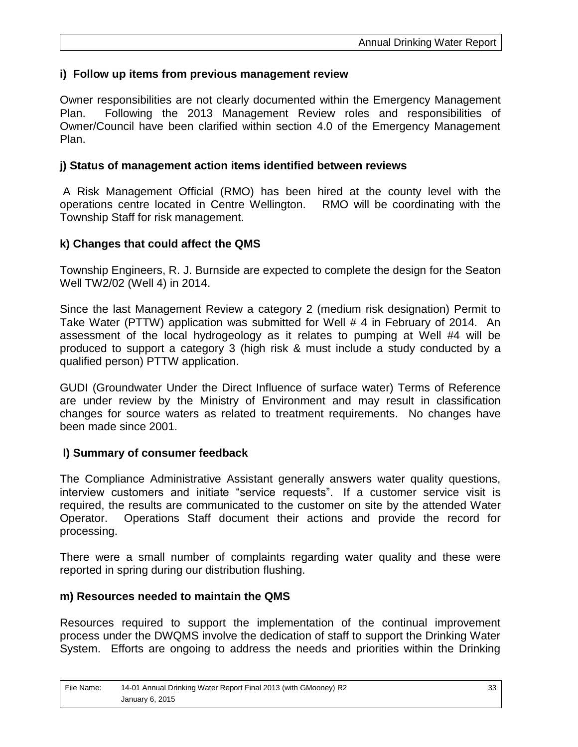### i) Follow up items from previous management review

Owner responsibilities are not clearly documented within the Emergency Management Plan. Following the 2013 Management Review roles and responsibilities of Owner/Council have been clarified within section 4.0 of the Emergency Management Plan.

### j) Status of management action items identified between reviews

A Risk Management Official (RMO) has been hired at the county level with the operations centre located in Centre Wellington. RMO will be coordinating with the Township Staff for risk management.

### k) Changes that could affect the QMS

Township Engineers, R. J. Burnside are expected to complete the design for the Seaton Well TW2/02 (Well 4) in 2014.

Since the last Management Review a category 2 (medium risk designation) Permit to Take Water (PTTW) application was submitted for Well # 4 in February of 2014. An assessment of the local hydrogeology as it relates to pumping at Well #4 will be produced to support a category 3 (high risk & must include a study conducted by a qualified person) PTTW application.

GUDI (Groundwater Under the Direct Influence of surface water) Terms of Reference are under review by the Ministry of Environment and may result in classification changes for source waters as related to treatment requirements. No changes have been made since 2001.

### l) Summary of consumer feedback

The Compliance Administrative Assistant generally answers water quality questions, interview customers and initiate "service requests". If a customer service visit is required, the results are communicated to the customer on site by the attended Water Operator. Operations Staff document their actions and provide the record for processing.

There were a small number of complaints regarding water quality and these were reported in spring during our distribution flushing.

### m) Resources needed to maintain the QMS

Resources required to support the implementation of the continual improvement process under the DWQMS involve the dedication of staff to support the Drinking Water System. Efforts are ongoing to address the needs and priorities within the Drinking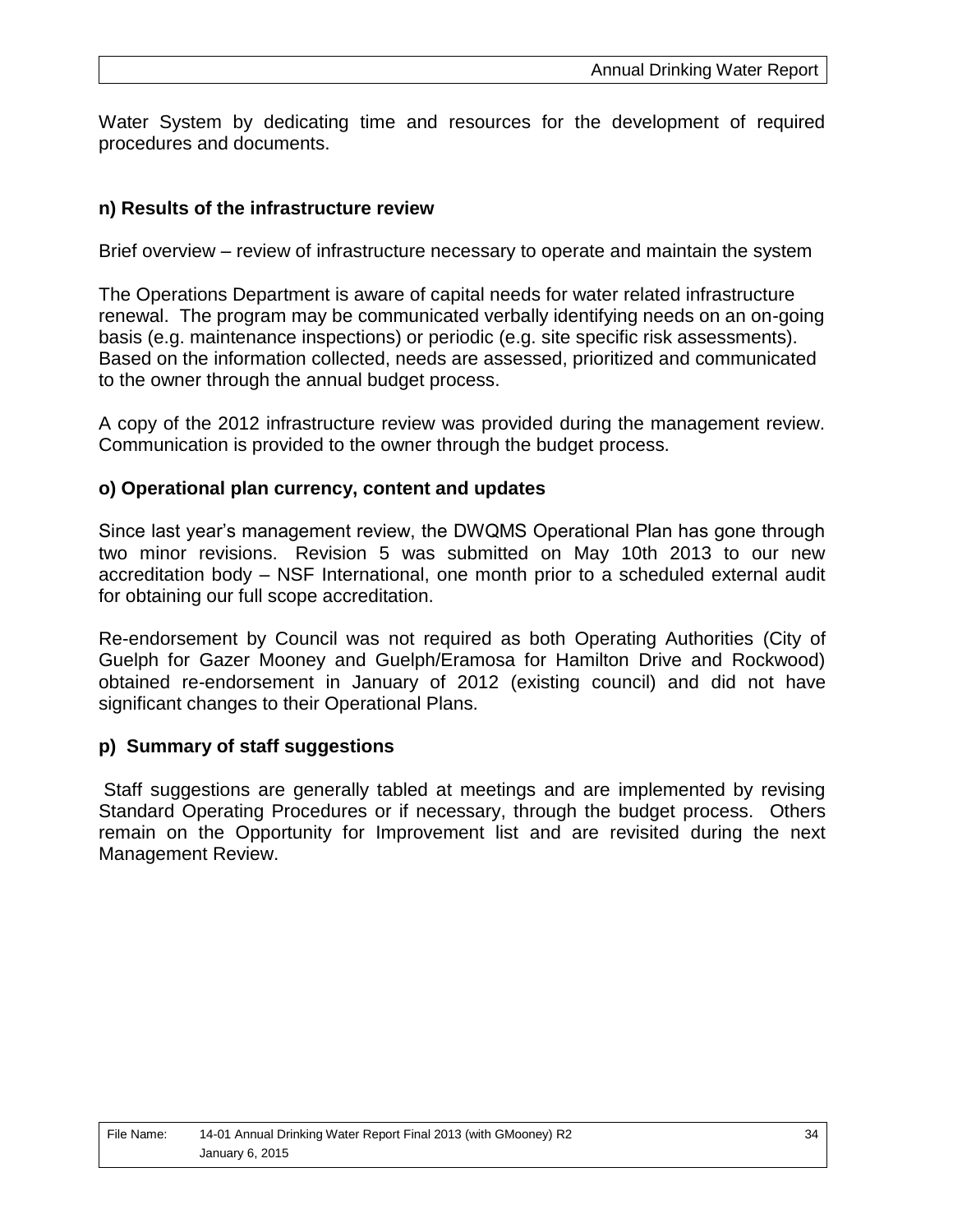Water System by dedicating time and resources for the development of required procedures and documents.

### n) Results of the infrastructure review

Brief overview – review of infrastructure necessary to operate and maintain the system

The Operations Department is aware of capital needs for water related infrastructure renewal. The program may be communicated verbally identifying needs on an on-going basis (e.g. maintenance inspections) or periodic (e.g. site specific risk assessments). Based on the information collected, needs are assessed, prioritized and communicated to the owner through the annual budget process.

A copy of the 2012 infrastructure review was provided during the management review. Communication is provided to the owner through the budget process.

### o) Operational plan currency, content and updates

Since last year's management review, the DWQMS Operational Plan has gone through two minor revisions. Revision 5 was submitted on May 10th 2013 to our new accreditation body – NSF International, one month prior to a scheduled external audit for obtaining our full scope accreditation.

Re-endorsement by Council was not required as both Operating Authorities (City of Guelph for Gazer Mooney and Guelph/Eramosa for Hamilton Drive and Rockwood) obtained re-endorsement in January of 2012 (existing council) and did not have significant changes to their Operational Plans.

### p) Summary of staff suggestions

Staff suggestions are generally tabled at meetings and are implemented by revising Standard Operating Procedures or if necessary, through the budget process. Others remain on the Opportunity for Improvement list and are revisited during the next Management Review.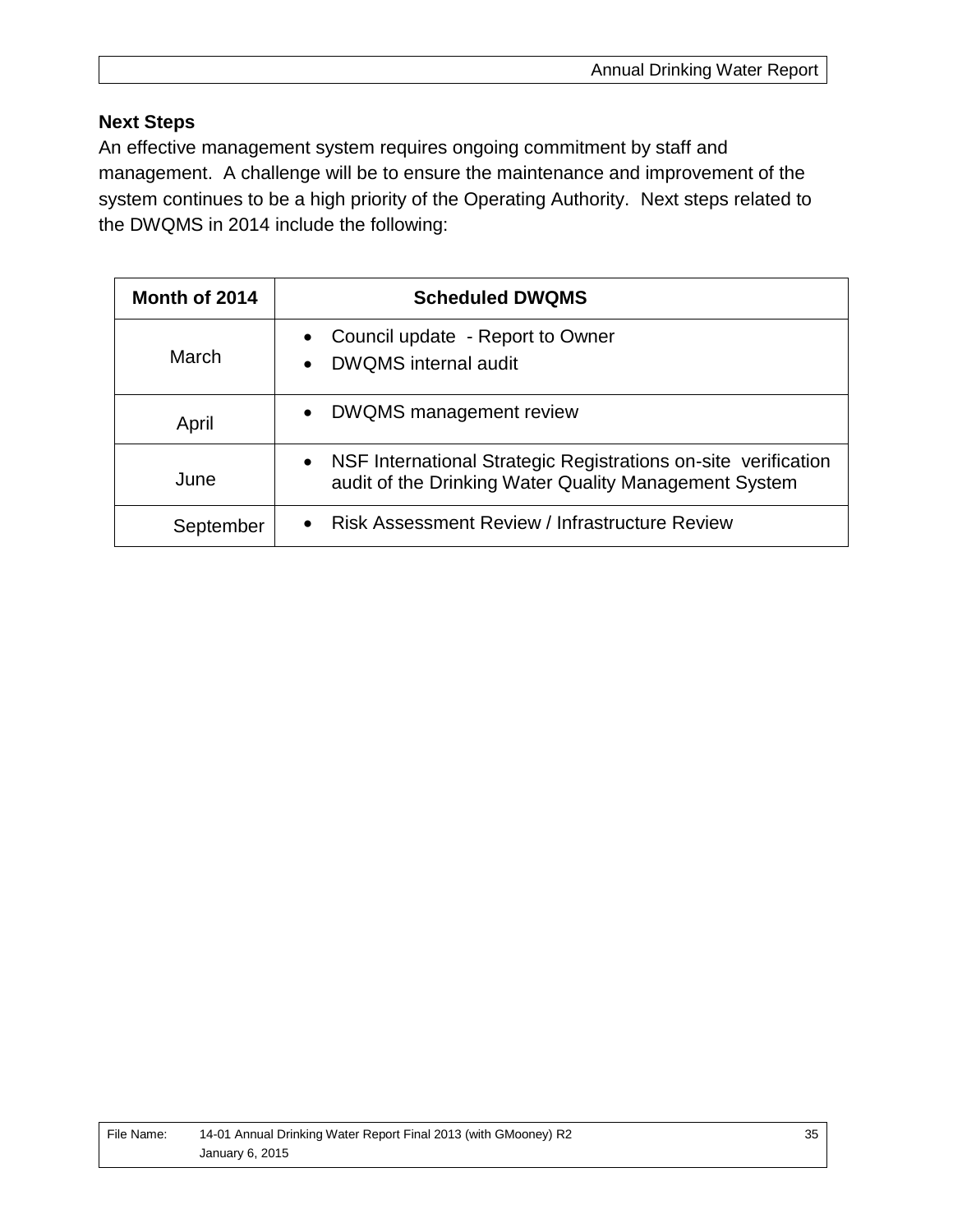### Next Steps

An effective management system requires ongoing commitment by staff and management. A challenge will be to ensure the maintenance and improvement of the system continues to be a high priority of the Operating Authority. Next steps related to the DWQMS in 2014 include the following:

| Month of 2014 | Scheduled DWQMS |
|---|---|
| March | • Council update - Report to Owner<br>• DWQMS internal audit |
| April | • DWQMS management review |
| June | • NSF International Strategic Registrations on-site verification audit of the Drinking Water Quality Management System |
| September | • Risk Assessment Review / Infrastructure Review |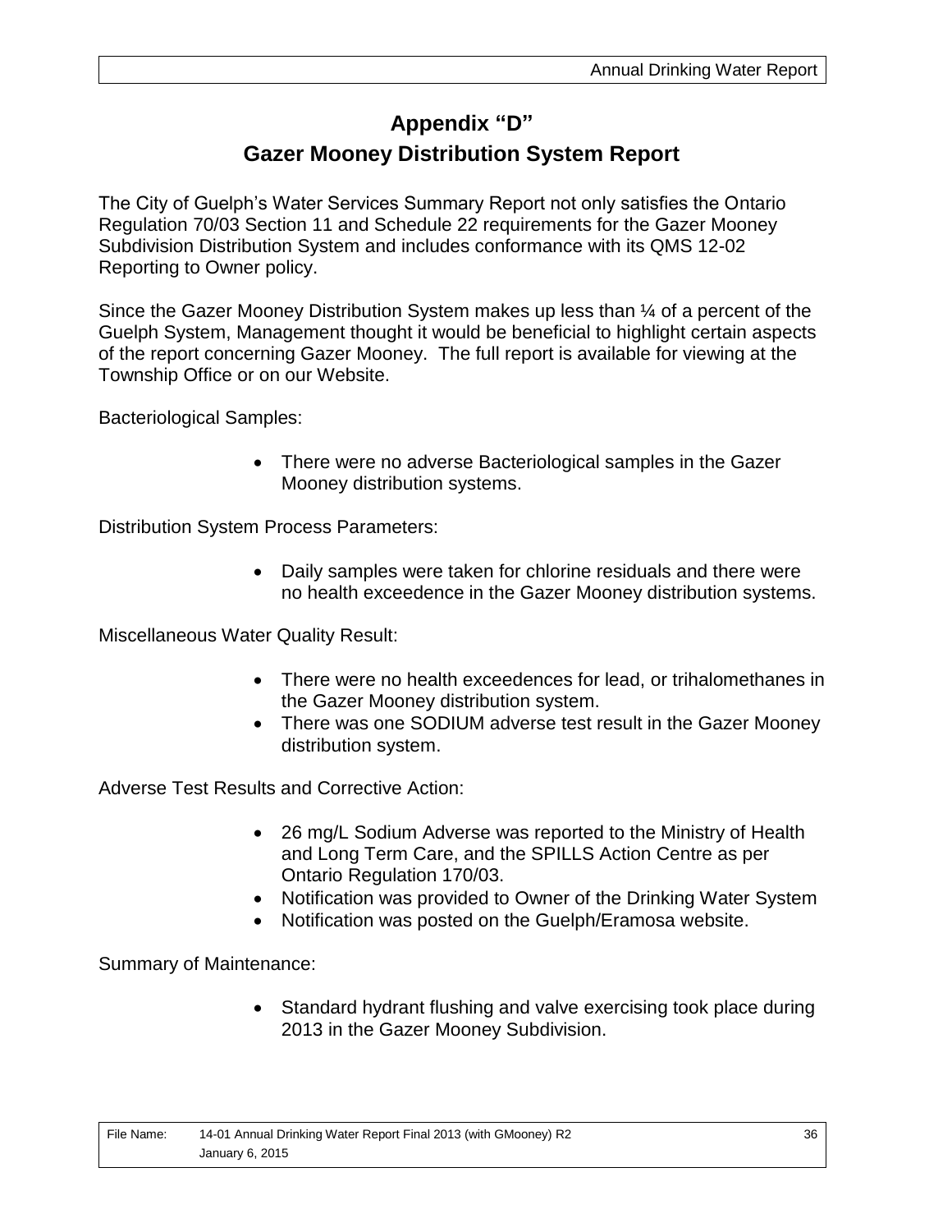# Appendix "D"

## Gazer Mooney Distribution System Report

The City of Guelph's Water Services Summary Report not only satisfies the Ontario Regulation 70/03 Section 11 and Schedule 22 requirements for the Gazer Mooney Subdivision Distribution System and includes conformance with its QMS 12-02 Reporting to Owner policy.

Since the Gazer Mooney Distribution System makes up less than ¼ of a percent of the Guelph System, Management thought it would be beneficial to highlight certain aspects of the report concerning Gazer Mooney. The full report is available for viewing at the Township Office or on our Website.

Bacteriological Samples:

- There were no adverse Bacteriological samples in the Gazer Mooney distribution systems.

Distribution System Process Parameters:

- Daily samples were taken for chlorine residuals and there were no health exceedence in the Gazer Mooney distribution systems.

Miscellaneous Water Quality Result:

- There were no health exceedences for lead, or trihalomethanes in the Gazer Mooney distribution system.
- There was one SODIUM adverse test result in the Gazer Mooney distribution system.

Adverse Test Results and Corrective Action:

- 26 mg/L Sodium Adverse was reported to the Ministry of Health and Long Term Care, and the SPILLS Action Centre as per Ontario Regulation 170/03.
- Notification was provided to Owner of the Drinking Water System
- Notification was posted on the Guelph/Eramosa website.

Summary of Maintenance:

- Standard hydrant flushing and valve exercising took place during 2013 in the Gazer Mooney Subdivision.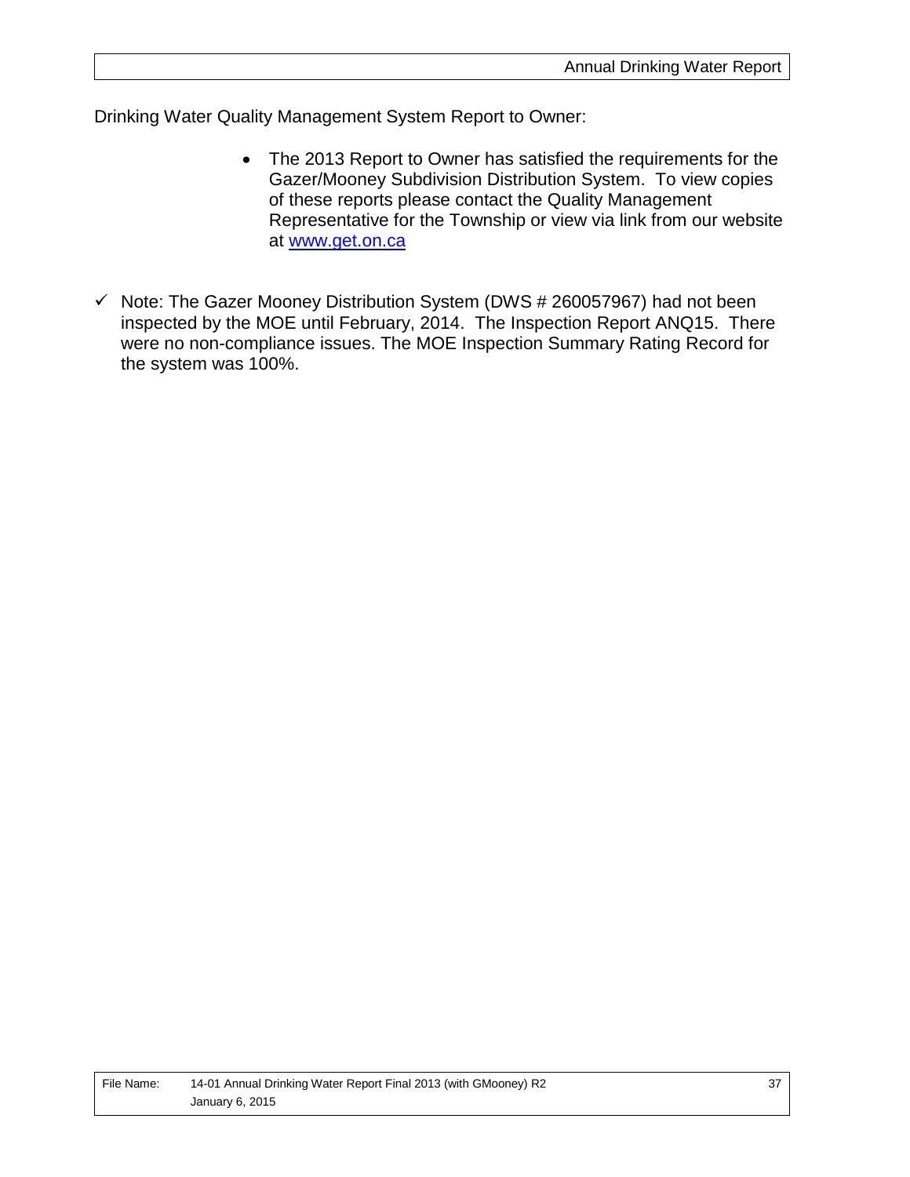Drinking Water Quality Management System Report to Owner:

- The 2013 Report to Owner has satisfied the requirements for the Gazer/Mooney Subdivision Distribution System. To view copies of these reports please contact the Quality Management Representative for the Township or view via link from our website at [www.get.on.ca](www.get.on.ca)

✓ Note: The Gazer Mooney Distribution System (DWS # 260057967) had not been inspected by the MOE until February, 2014. The Inspection Report ANQ15. There were no non-compliance issues. The MOE Inspection Summary Rating Record for the system was 100%.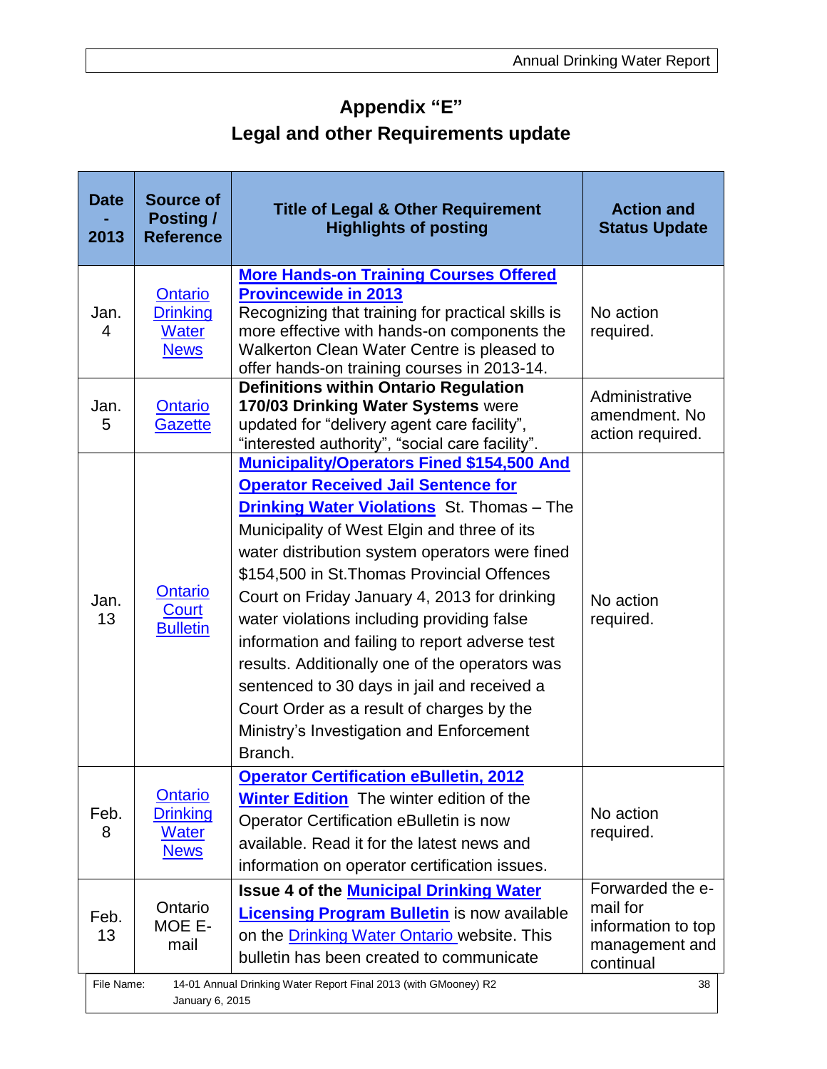# Appendix "E"

## Legal and other Requirements update

| Date - 2013 | Source of Posting / Reference | Title of Legal & Other Requirement Highlights of posting | Action and Status Update |
|---|---|---|---|
| Jan. 4 | Ontario Drinking Water News | **More Hands-on Training Courses Offered Provincewide in 2013** Recognizing that training for practical skills is more effective with hands-on components the Walkerton Clean Water Centre is pleased to offer hands-on training courses in 2013-14. | No action required. |
| Jan. 5 | Ontario Gazette | **Definitions within Ontario Regulation 170/03 Drinking Water Systems** were updated for "delivery agent care facility", "interested authority", "social care facility". | Administrative amendment. No action required. |
| Jan. 13 | Ontario Court Bulletin | **Municipality/Operators Fined $154,500 And Operator Received Jail Sentence for Drinking Water Violations** St. Thomas – The Municipality of West Elgin and three of its water distribution system operators were fined $154,500 in St.Thomas Provincial Offences Court on Friday January 4, 2013 for drinking water violations including providing false information and failing to report adverse test results. Additionally one of the operators was sentenced to 30 days in jail and received a Court Order as a result of charges by the Ministry's Investigation and Enforcement Branch. | No action required. |
| Feb. 8 | Ontario Drinking Water News | **Operator Certification eBulletin, 2012 Winter Edition** The winter edition of the Operator Certification eBulletin is now available. Read it for the latest news and information on operator certification issues. | No action required. |
| Feb. 13 | Ontario MOE E-mail | **Issue 4 of the Municipal Drinking Water Licensing Program Bulletin** is now available on the Drinking Water Ontario website. This bulletin has been created to communicate | Forwarded the e-mail for information to top management and continual |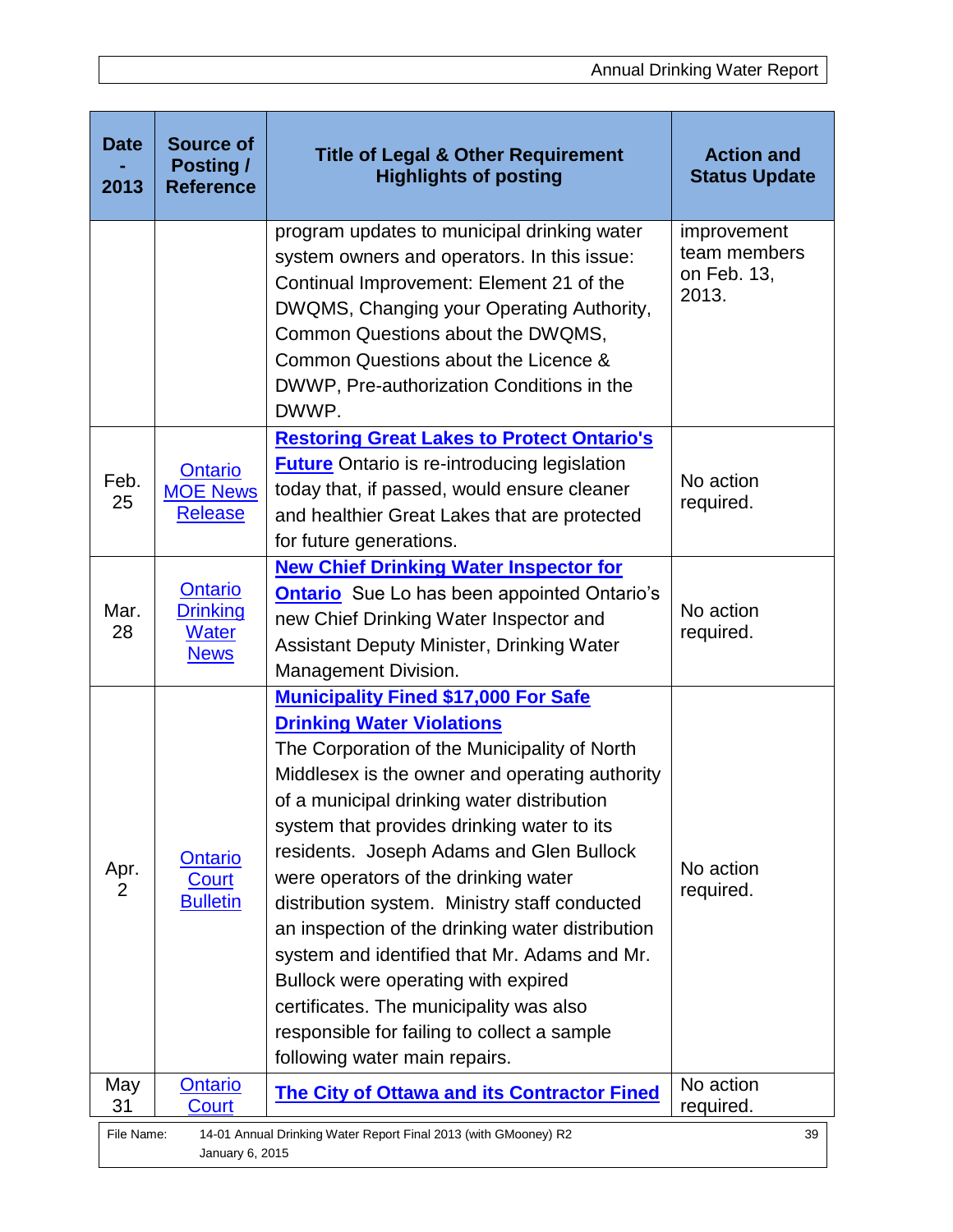| Date - 2013 | Source of Posting / Reference | Title of Legal & Other Requirement Highlights of posting | Action and Status Update |
|---|---|---|---|
| | | program updates to municipal drinking water system owners and operators. In this issue: Continual Improvement: Element 21 of the DWQMS, Changing your Operating Authority, Common Questions about the DWQMS, Common Questions about the Licence & DWWP, Pre-authorization Conditions in the DWWP. | improvement team members on Feb. 13, 2013. |
| Feb. 25 | Ontario MOE News Release | **Restoring Great Lakes to Protect Ontario's Future** Ontario is re-introducing legislation today that, if passed, would ensure cleaner and healthier Great Lakes that are protected for future generations. | No action required. |
| Mar. 28 | Ontario Drinking Water News | **New Chief Drinking Water Inspector for Ontario** Sue Lo has been appointed Ontario's new Chief Drinking Water Inspector and Assistant Deputy Minister, Drinking Water Management Division. | No action required. |
| Apr. 2 | Ontario Court Bulletin | **Municipality Fined $17,000 For Safe Drinking Water Violations** The Corporation of the Municipality of North Middlesex is the owner and operating authority of a municipal drinking water distribution system that provides drinking water to its residents. Joseph Adams and Glen Bullock were operators of the drinking water distribution system. Ministry staff conducted an inspection of the drinking water distribution system and identified that Mr. Adams and Mr. Bullock were operating with expired certificates. The municipality was also responsible for failing to collect a sample following water main repairs. | No action required. |
| May 31 | Ontario Court | **The City of Ottawa and its Contractor Fined** | No action required. |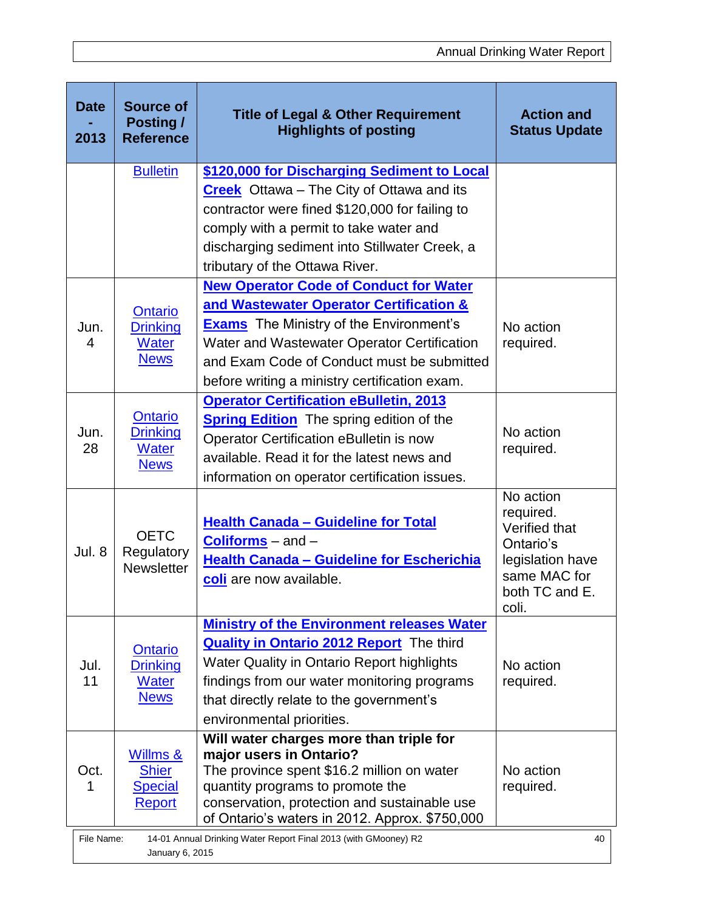| Date - 2013 | Source of Posting / Reference | Title of Legal & Other Requirement Highlights of posting | Action and Status Update |
|---|---|---|---|
| | Bulletin | **$120,000 for Discharging Sediment to Local Creek** Ottawa – The City of Ottawa and its contractor were fined $120,000 for failing to comply with a permit to take water and discharging sediment into Stillwater Creek, a tributary of the Ottawa River. | |
| Jun. 4 | Ontario Drinking Water News | **New Operator Code of Conduct for Water and Wastewater Operator Certification & Exams** The Ministry of the Environment's Water and Wastewater Operator Certification and Exam Code of Conduct must be submitted before writing a ministry certification exam. | No action required. |
| Jun. 28 | Ontario Drinking Water News | **Operator Certification eBulletin, 2013 Spring Edition** The spring edition of the Operator Certification eBulletin is now available. Read it for the latest news and information on operator certification issues. | No action required. |
| Jul. 8 | OETC Regulatory Newsletter | **Health Canada – Guideline for Total Coliforms** – and – **Health Canada – Guideline for Escherichia coli** are now available. | No action required. Verified that Ontario's legislation have same MAC for both TC and E. coli. |
| Jul. 11 | Ontario Drinking Water News | **Ministry of the Environment releases Water Quality in Ontario 2012 Report** The third Water Quality in Ontario Report highlights findings from our water monitoring programs that directly relate to the government's environmental priorities. | No action required. |
| Oct. 1 | Willms & Shier Special Report | **Will water charges more than triple for major users in Ontario?** The province spent $16.2 million on water quantity programs to promote the conservation, protection and sustainable use of Ontario's waters in 2012. Approx. $750,000 | No action required. |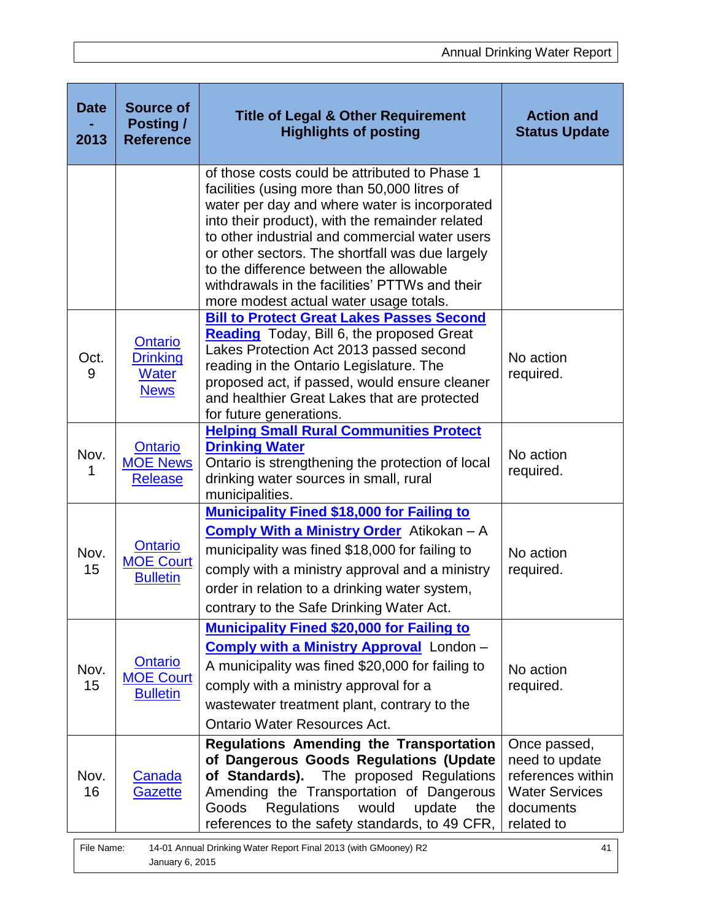| Date - 2013 | Source of Posting / Reference | Title of Legal & Other Requirement Highlights of posting | Action and Status Update |
|---|---|---|---|
| | | of those costs could be attributed to Phase 1 facilities (using more than 50,000 litres of water per day and where water is incorporated into their product), with the remainder related to other industrial and commercial water users or other sectors. The shortfall was due largely to the difference between the allowable withdrawals in the facilities' PTTWs and their more modest actual water usage totals. | |
| Oct. 9 | Ontario Drinking Water News | **Bill to Protect Great Lakes Passes Second Reading** Today, Bill 6, the proposed Great Lakes Protection Act 2013 passed second reading in the Ontario Legislature. The proposed act, if passed, would ensure cleaner and healthier Great Lakes that are protected for future generations. | No action required. |
| Nov. 1 | Ontario MOE News Release | **Helping Small Rural Communities Protect Drinking Water** Ontario is strengthening the protection of local drinking water sources in small, rural municipalities. | No action required. |
| Nov. 15 | Ontario MOE Court Bulletin | **Municipality Fined $18,000 for Failing to Comply With a Ministry Order** Atikokan – A municipality was fined $18,000 for failing to comply with a ministry approval and a ministry order in relation to a drinking water system, contrary to the Safe Drinking Water Act. | No action required. |
| Nov. 15 | Ontario MOE Court Bulletin | **Municipality Fined $20,000 for Failing to Comply with a Ministry Approval** London – A municipality was fined $20,000 for failing to comply with a ministry approval for a wastewater treatment plant, contrary to the Ontario Water Resources Act. | No action required. |
| Nov. 16 | Canada Gazette | **Regulations Amending the Transportation of Dangerous Goods Regulations (Update of Standards).** The proposed Regulations Amending the Transportation of Dangerous Goods Regulations would update the references to the safety standards, to 49 CFR, | Once passed, need to update references within Water Services documents related to |

File Name: 14-01 Annual Drinking Water Report Final 2013 (with GMooney) R2 January 6, 2015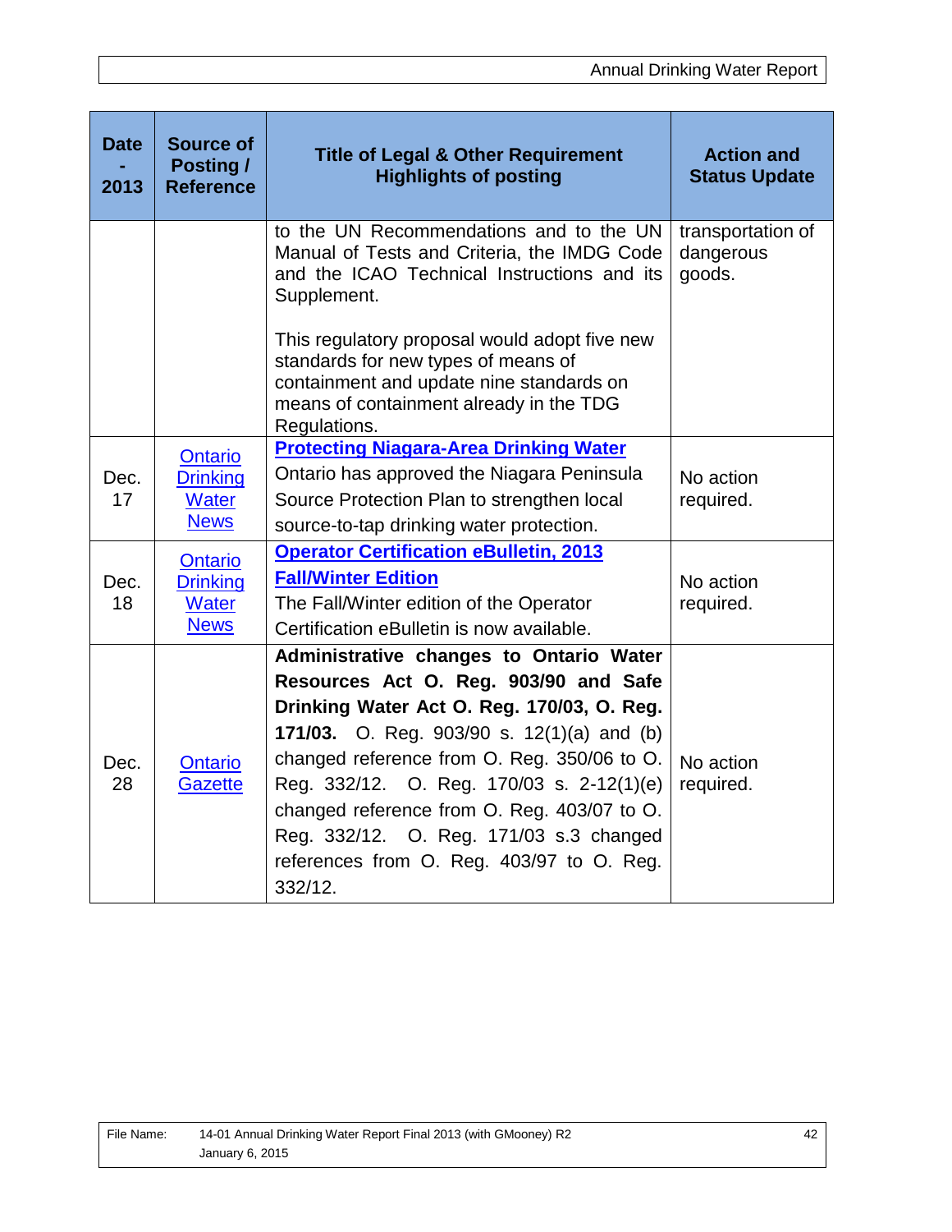| Date - 2013 | Source of Posting / Reference | Title of Legal & Other Requirement Highlights of posting | Action and Status Update |
|---|---|---|---|
| | | to the UN Recommendations and to the UN Manual of Tests and Criteria, the IMDG Code and the ICAO Technical Instructions and its Supplement.<br><br>This regulatory proposal would adopt five new standards for new types of means of containment and update nine standards on means of containment already in the TDG Regulations. | transportation of dangerous goods. |
| Dec. 17 | Ontario Drinking Water News | **Protecting Niagara-Area Drinking Water**<br>Ontario has approved the Niagara Peninsula Source Protection Plan to strengthen local source-to-tap drinking water protection. | No action required. |
| Dec. 18 | Ontario Drinking Water News | **Operator Certification eBulletin, 2013 Fall/Winter Edition**<br>The Fall/Winter edition of the Operator Certification eBulletin is now available. | No action required. |
| Dec. 28 | Ontario Gazette | **Administrative changes to Ontario Water Resources Act O. Reg. 903/90 and Safe Drinking Water Act O. Reg. 170/03, O. Reg. 171/03.** O. Reg. 903/90 s. 12(1)(a) and (b) changed reference from O. Reg. 350/06 to O. Reg. 332/12. O. Reg. 170/03 s. 2-12(1)(e) changed reference from O. Reg. 403/07 to O. Reg. 332/12. O. Reg. 171/03 s.3 changed references from O. Reg. 403/97 to O. Reg. 332/12. | No action required. |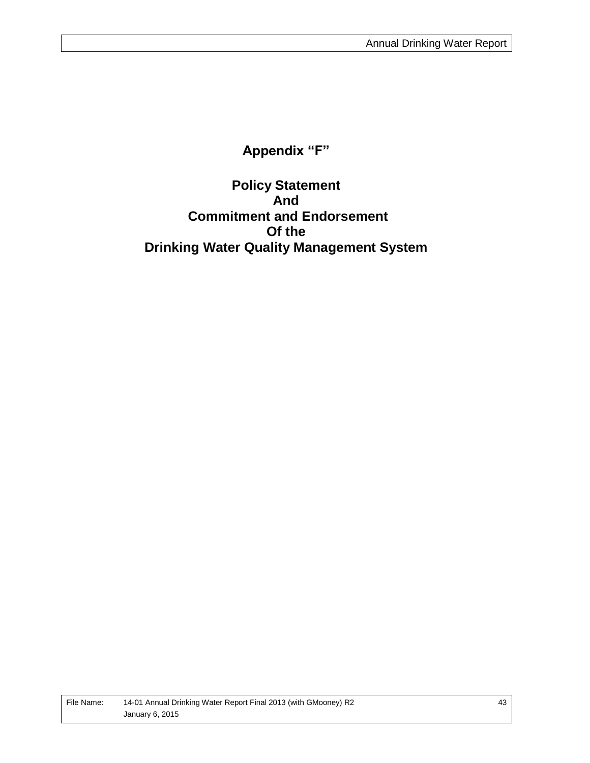# Appendix "F"

## Policy Statement
## And
## Commitment and Endorsement
## Of the
## Drinking Water Quality Management System